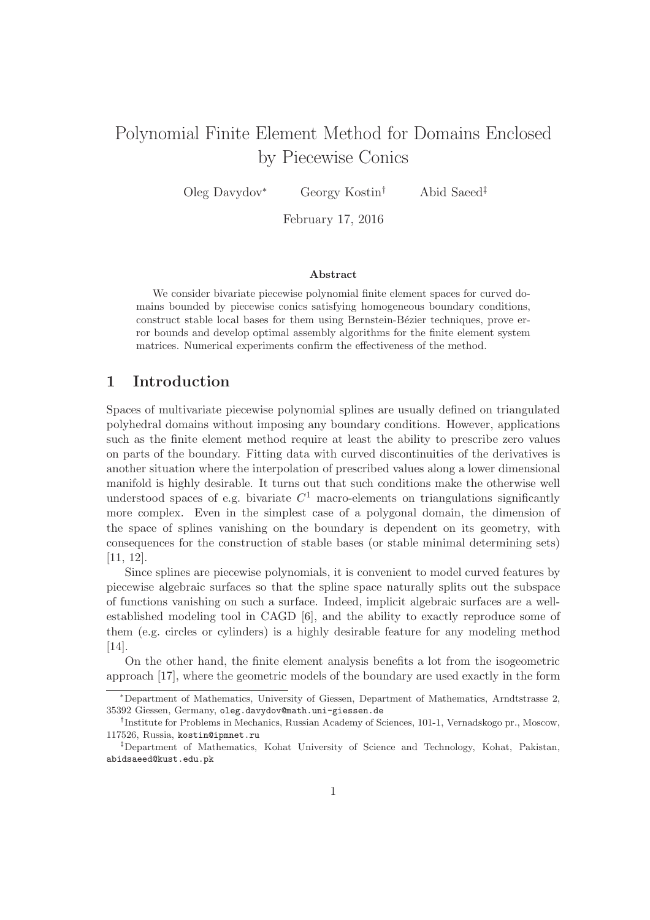# Polynomial Finite Element Method for Domains Enclosed by Piecewise Conics

Oleg Davydov[*] Georgy Kostin[†] Abid Saeed[‡]

February 17, 2016

### Abstract

We consider bivariate piecewise polynomial finite element spaces for curved domains bounded by piecewise conics satisfying homogeneous boundary conditions, construct stable local bases for them using Bernstein-Bézier techniques, prove error bounds and develop optimal assembly algorithms for the finite element system matrices. Numerical experiments confirm the effectiveness of the method.

## 1 Introduction

Spaces of multivariate piecewise polynomial splines are usually defined on triangulated polyhedral domains without imposing any boundary conditions. However, applications such as the finite element method require at least the ability to prescribe zero values on parts of the boundary. Fitting data with curved discontinuities of the derivatives is another situation where the interpolation of prescribed values along a lower dimensional manifold is highly desirable. It turns out that such conditions make the otherwise well understood spaces of e.g. bivariate $C^1$ macro-elements on triangulations significantly more complex. Even in the simplest case of a polygonal domain, the dimension of the space of splines vanishing on the boundary is dependent on its geometry, with consequences for the construction of stable bases (or stable minimal determining sets) [11, 12].

Since splines are piecewise polynomials, it is convenient to model curved features by piecewise algebraic surfaces so that the spline space naturally splits out the subspace of functions vanishing on such a surface. Indeed, implicit algebraic surfaces are a well-established modeling tool in CAGD [6], and the ability to exactly reproduce some of them (e.g. circles or cylinders) is a highly desirable feature for any modeling method [14].

On the other hand, the finite element analysis benefits a lot from the isogeometric approach [17], where the geometric models of the boundary are used exactly in the form

---

[*] Department of Mathematics, University of Giessen, Department of Mathematics, Arndtstrasse 2, 35392 Giessen, Germany, oleg.davydov@math.uni-giessen.de

[†] Institute for Problems in Mechanics, Russian Academy of Sciences, 101-1, Vernadskogo pr., Moscow, 117526, Russia, kostin@ipmnet.ru

[‡] Department of Mathematics, Kohat University of Science and Technology, Kohat, Pakistan, abidsaeed@kust.edu.pk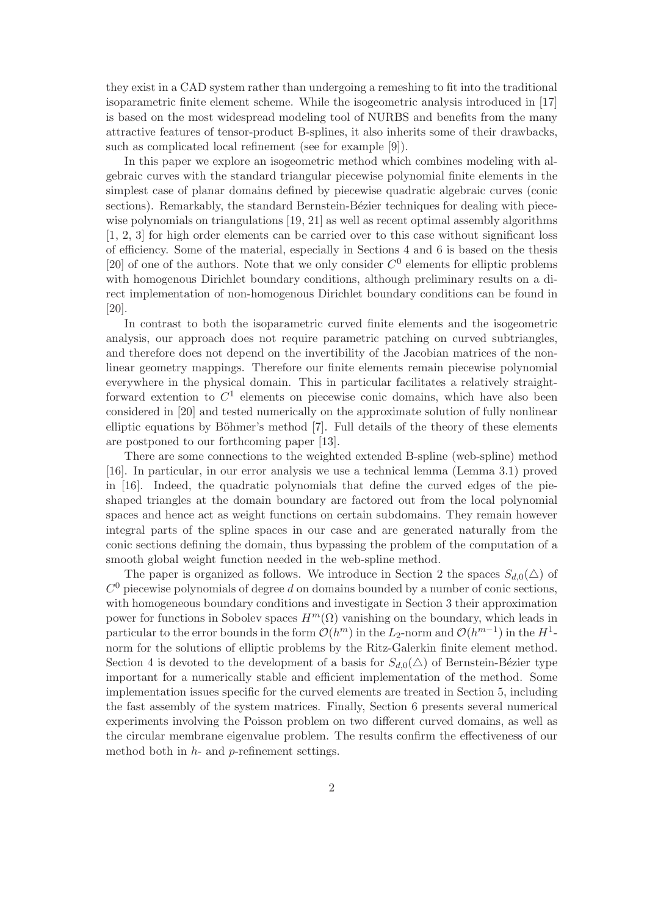they exist in a CAD system rather than undergoing a remeshing to fit into the traditional isoparametric finite element scheme. While the isogeometric analysis introduced in [17] is based on the most widespread modeling tool of NURBS and benefits from the many attractive features of tensor-product B-splines, it also inherits some of their drawbacks, such as complicated local refinement (see for example [9]).

In this paper we explore an isogeometric method which combines modeling with algebraic curves with the standard triangular piecewise polynomial finite elements in the simplest case of planar domains defined by piecewise quadratic algebraic curves (conic sections). Remarkably, the standard Bernstein-Bézier techniques for dealing with piecewise polynomials on triangulations [19, 21] as well as recent optimal assembly algorithms [1, 2, 3] for high order elements can be carried over to this case without significant loss of efficiency. Some of the material, especially in Sections 4 and 6 is based on the thesis [20] of one of the authors. Note that we only consider $C^0$ elements for elliptic problems with homogenous Dirichlet boundary conditions, although preliminary results on a direct implementation of non-homogenous Dirichlet boundary conditions can be found in [20].

In contrast to both the isoparametric curved finite elements and the isogeometric analysis, our approach does not require parametric patching on curved subtriangles, and therefore does not depend on the invertibility of the Jacobian matrices of the nonlinear geometry mappings. Therefore our finite elements remain piecewise polynomial everywhere in the physical domain. This in particular facilitates a relatively straightforward extention to $C^1$ elements on piecewise conic domains, which have also been considered in [20] and tested numerically on the approximate solution of fully nonlinear elliptic equations by Böhmer's method [7]. Full details of the theory of these elements are postponed to our forthcoming paper [13].

There are some connections to the weighted extended B-spline (web-spline) method [16]. In particular, in our error analysis we use a technical lemma (Lemma 3.1) proved in [16]. Indeed, the quadratic polynomials that define the curved edges of the pie-shaped triangles at the domain boundary are factored out from the local polynomial spaces and hence act as weight functions on certain subdomains. They remain however integral parts of the spline spaces in our case and are generated naturally from the conic sections defining the domain, thus bypassing the problem of the computation of a smooth global weight function needed in the web-spline method.

The paper is organized as follows. We introduce in Section 2 the spaces $S_{d,0}(\triangle)$ of $C^0$ piecewise polynomials of degree $d$ on domains bounded by a number of conic sections, with homogeneous boundary conditions and investigate in Section 3 their approximation power for functions in Sobolev spaces $H^m(\Omega)$ vanishing on the boundary, which leads in particular to the error bounds in the form $\mathcal{O}(h^m)$ in the $L_2$-norm and $\mathcal{O}(h^{m-1})$ in the $H^1$-norm for the solutions of elliptic problems by the Ritz-Galerkin finite element method. Section 4 is devoted to the development of a basis for $S_{d,0}(\triangle)$ of Bernstein-Bézier type important for a numerically stable and efficient implementation of the method. Some implementation issues specific for the curved elements are treated in Section 5, including the fast assembly of the system matrices. Finally, Section 6 presents several numerical experiments involving the Poisson problem on two different curved domains, as well as the circular membrane eigenvalue problem. The results confirm the effectiveness of our method both in $h$- and $p$-refinement settings.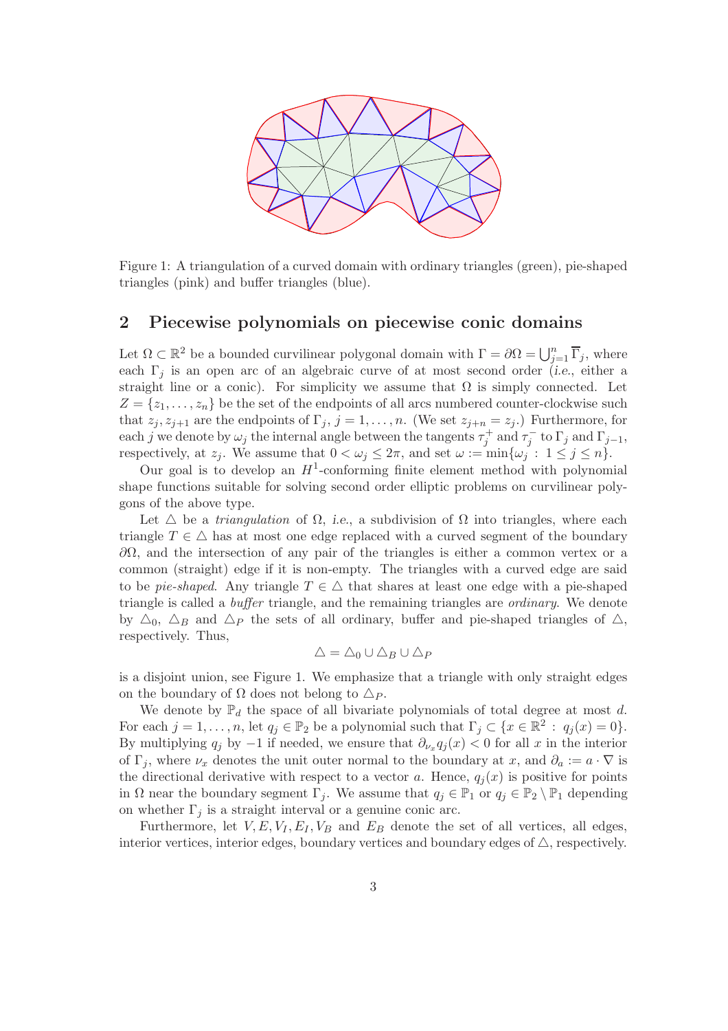Figure 1: A triangulation of a curved domain with ordinary triangles (green), pie-shaped triangles (pink) and buffer triangles (blue).

## 2 Piecewise polynomials on piecewise conic domains

Let $\Omega \subset \mathbb{R}^2$ be a bounded curvilinear polygonal domain with $\Gamma = \partial\Omega = \bigcup_{j=1}^n \overline{\Gamma}_j$, where each $\Gamma_j$ is an open arc of an algebraic curve of at most second order (*i.e.*, either a straight line or a conic). For simplicity we assume that $\Omega$ is simply connected. Let $Z = \{z_1, \ldots, z_n\}$ be the set of the endpoints of all arcs numbered counter-clockwise such that $z_j, z_{j+1}$ are the endpoints of $\Gamma_j$, $j = 1, \ldots, n$. (We set $z_{j+n} = z_j$.) Furthermore, for each $j$ we denote by $\omega_j$ the internal angle between the tangents $\tau_j^+$ and $\tau_j^-$ to $\Gamma_j$ and $\Gamma_{j-1}$, respectively, at $z_j$. We assume that $0 < \omega_j \leq 2\pi$, and set $\omega := \min\{\omega_j : 1 \leq j \leq n\}$.

Our goal is to develop an $H^1$-conforming finite element method with polynomial shape functions suitable for solving second order elliptic problems on curvilinear polygons of the above type.

Let $\triangle$ be a *triangulation* of $\Omega$, *i.e.*, a subdivision of $\Omega$ into triangles, where each triangle $T \in \triangle$ has at most one edge replaced with a curved segment of the boundary $\partial\Omega$, and the intersection of any pair of the triangles is either a common vertex or a common (straight) edge if it is non-empty. The triangles with a curved edge are said to be *pie-shaped*. Any triangle $T \in \triangle$ that shares at least one edge with a pie-shaped triangle is called a *buffer* triangle, and the remaining triangles are *ordinary*. We denote by $\triangle_0$, $\triangle_B$ and $\triangle_P$ the sets of all ordinary, buffer and pie-shaped triangles of $\triangle$, respectively. Thus,

$$\triangle = \triangle_0 \cup \triangle_B \cup \triangle_P$$

is a disjoint union, see Figure 1. We emphasize that a triangle with only straight edges on the boundary of $\Omega$ does not belong to $\triangle_P$.

We denote by $\mathbb{P}_d$ the space of all bivariate polynomials of total degree at most $d$. For each $j = 1, \ldots, n$, let $q_j \in \mathbb{P}_2$ be a polynomial such that $\Gamma_j \subset \{x \in \mathbb{R}^2 : q_j(x) = 0\}$. By multiplying $q_j$ by $-1$ if needed, we ensure that $\partial_{\nu_x} q_j(x) < 0$ for all $x$ in the interior of $\Gamma_j$, where $\nu_x$ denotes the unit outer normal to the boundary at $x$, and $\partial_a := a \cdot \nabla$ is the directional derivative with respect to a vector $a$. Hence, $q_j(x)$ is positive for points in $\Omega$ near the boundary segment $\Gamma_j$. We assume that $q_j \in \mathbb{P}_1$ or $q_j \in \mathbb{P}_2 \setminus \mathbb{P}_1$ depending on whether $\Gamma_j$ is a straight interval or a genuine conic arc.

Furthermore, let $V, E, V_I, E_I, V_B$ and $E_B$ denote the set of all vertices, all edges, interior vertices, interior edges, boundary vertices and boundary edges of $\triangle$, respectively.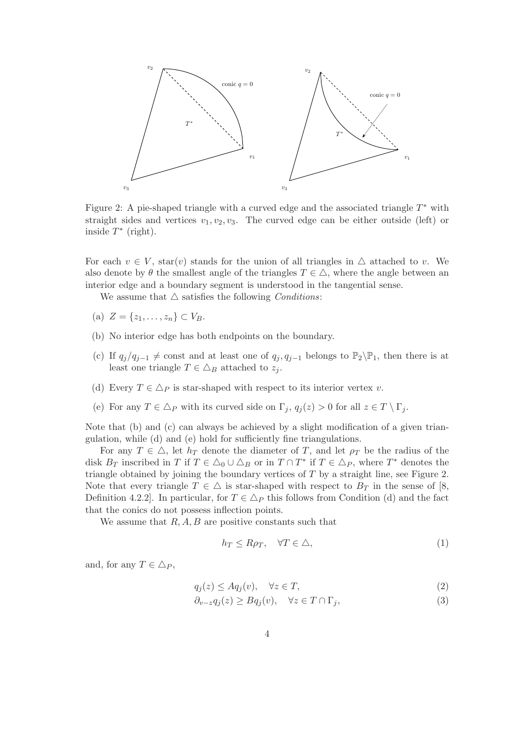Figure 2: A pie-shaped triangle with a curved edge and the associated triangle $T^*$ with straight sides and vertices $v_1, v_2, v_3$. The curved edge can be either outside (left) or inside $T^*$ (right).

For each $v \in V$, star$(v)$ stands for the union of all triangles in $\triangle$ attached to $v$. We also denote by $\theta$ the smallest angle of the triangles $T \in \triangle$, where the angle between an interior edge and a boundary segment is understood in the tangential sense.

We assume that $\triangle$ satisfies the following *Conditions*:

- (a) $Z = \{z_1, \ldots, z_n\} \subset V_B$.
- (b) No interior edge has both endpoints on the boundary.
- (c) If $q_j/q_{j-1} \neq$ const and at least one of $q_j, q_{j-1}$ belongs to $\mathbb{P}_2 \backslash \mathbb{P}_1$, then there is at least one triangle $T \in \triangle_B$ attached to $z_j$.
- (d) Every $T \in \triangle_P$ is star-shaped with respect to its interior vertex $v$.
- (e) For any $T \in \triangle_P$ with its curved side on $\Gamma_j$, $q_j(z) > 0$ for all $z \in T \setminus \Gamma_j$.

Note that (b) and (c) can always be achieved by a slight modification of a given triangulation, while (d) and (e) hold for sufficiently fine triangulations.

For any $T \in \triangle$, let $h_T$ denote the diameter of $T$, and let $\rho_T$ be the radius of the disk $B_T$ inscribed in $T$ if $T \in \triangle_0 \cup \triangle_B$ or in $T \cap T^*$ if $T \in \triangle_P$, where $T^*$ denotes the triangle obtained by joining the boundary vertices of $T$ by a straight line, see Figure 2. Note that every triangle $T \in \triangle$ is star-shaped with respect to $B_T$ in the sense of [8, Definition 4.2.2]. In particular, for $T \in \triangle_P$ this follows from Condition (d) and the fact that the conics do not possess inflection points.

We assume that $R, A, B$ are positive constants such that

$$h_T \leq R\rho_T, \quad \forall T \in \triangle, \tag{1}$$

and, for any $T \in \triangle_P$,

$$q_j(z) \leq Aq_j(v), \quad \forall z \in T, \tag{2}$$

$$\partial_{v-z}q_j(z) \geq Bq_j(v), \quad \forall z \in T \cap \Gamma_j, \tag{3}$$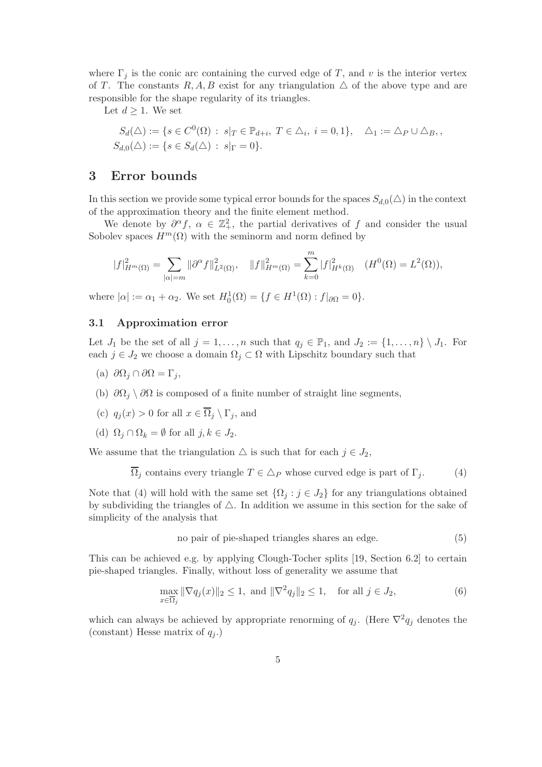where $\Gamma_j$ is the conic arc containing the curved edge of $T$, and $v$ is the interior vertex of $T$. The constants $R, A, B$ exist for any triangulation $\triangle$ of the above type and are responsible for the shape regularity of its triangles.

Let $d \geq 1$. We set

$$
\begin{aligned}
S_d(\triangle) &:= \{s \in C^0(\Omega) \,:\, s|_T \in \mathbb{P}_{d+i},\ T \in \triangle_i,\ i = 0, 1\}, \quad \triangle_1 := \triangle_P \cup \triangle_B, , \\
S_{d,0}(\triangle) &:= \{s \in S_d(\triangle) \,:\, s|_\Gamma = 0\}.
\end{aligned}
$$

## 3 Error bounds

In this section we provide some typical error bounds for the spaces $S_{d,0}(\triangle)$ in the context of the approximation theory and the finite element method.

We denote by $\partial^\alpha f$, $\alpha \in \mathbb{Z}_+^2$, the partial derivatives of $f$ and consider the usual Sobolev spaces $H^m(\Omega)$ with the seminorm and norm defined by

$$
|f|^2_{H^m(\Omega)} = \sum_{|\alpha|=m} \|\partial^\alpha f\|^2_{L^2(\Omega)}, \quad \|f\|^2_{H^m(\Omega)} = \sum_{k=0}^{m} |f|^2_{H^k(\Omega)} \quad (H^0(\Omega) = L^2(\Omega)),
$$

where $|\alpha| := \alpha_1 + \alpha_2$. We set $H_0^1(\Omega) = \{f \in H^1(\Omega) : f|_{\partial\Omega} = 0\}$.

### 3.1 Approximation error

Let $J_1$ be the set of all $j = 1, \ldots, n$ such that $q_j \in \mathbb{P}_1$, and $J_2 := \{1, \ldots, n\} \setminus J_1$. For each $j \in J_2$ we choose a domain $\Omega_j \subset \Omega$ with Lipschitz boundary such that

(a) $\partial\Omega_j \cap \partial\Omega = \Gamma_j$,

(b) $\partial\Omega_j \setminus \partial\Omega$ is composed of a finite number of straight line segments,

(c) $q_j(x) > 0$ for all $x \in \overline{\Omega}_j \setminus \Gamma_j$, and

(d) $\Omega_j \cap \Omega_k = \emptyset$ for all $j, k \in J_2$.

We assume that the triangulation $\triangle$ is such that for each $j \in J_2$,

$$
\overline{\Omega}_j \text{ contains every triangle } T \in \triangle_P \text{ whose curved edge is part of } \Gamma_j. \tag{4}
$$

Note that (4) will hold with the same set $\{\Omega_j : j \in J_2\}$ for any triangulations obtained by subdividing the triangles of $\triangle$. In addition we assume in this section for the sake of simplicity of the analysis that

$$
\text{no pair of pie-shaped triangles shares an edge.} \tag{5}
$$

This can be achieved e.g. by applying Clough-Tocher splits [19, Section 6.2] to certain pie-shaped triangles. Finally, without loss of generality we assume that

$$
\max_{x \in \overline{\Omega}_j} \|\nabla q_j(x)\|_2 \leq 1, \text{ and } \|\nabla^2 q_j\|_2 \leq 1, \quad \text{for all } j \in J_2, \tag{6}
$$

which can always be achieved by appropriate renorming of $q_j$. (Here $\nabla^2 q_j$ denotes the (constant) Hesse matrix of $q_j$.)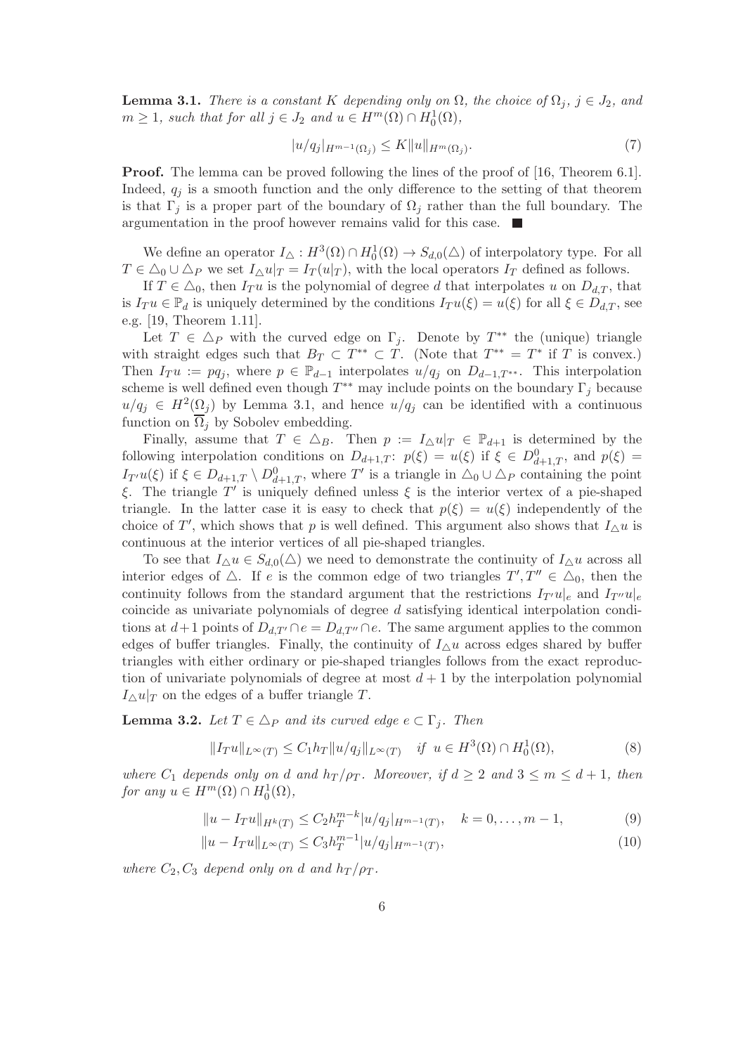**Lemma 3.1.** *There is a constant $K$ depending only on $\Omega$, the choice of $\Omega_j$, $j \in J_2$, and $m \geq 1$, such that for all $j \in J_2$ and $u \in H^m(\Omega) \cap H_0^1(\Omega)$,*

$$|u/q_j|_{H^{m-1}(\Omega_j)} \leq K \|u\|_{H^m(\Omega_j)}. \tag{7}$$

**Proof.** The lemma can be proved following the lines of the proof of [16, Theorem 6.1]. Indeed, $q_j$ is a smooth function and the only difference to the setting of that theorem is that $\Gamma_j$ is a proper part of the boundary of $\Omega_j$ rather than the full boundary. The argumentation in the proof however remains valid for this case. ∎

We define an operator $I_\triangle : H^3(\Omega) \cap H_0^1(\Omega) \to S_{d,0}(\triangle)$ of interpolatory type. For all $T \in \triangle_0 \cup \triangle_P$ we set $I_\triangle u|_T = I_T(u|_T)$, with the local operators $I_T$ defined as follows.

If $T \in \triangle_0$, then $I_T u$ is the polynomial of degree $d$ that interpolates $u$ on $D_{d,T}$, that is $I_T u \in \mathbb{P}_d$ is uniquely determined by the conditions $I_T u(\xi) = u(\xi)$ for all $\xi \in D_{d,T}$, see e.g. [19, Theorem 1.11].

Let $T \in \triangle_P$ with the curved edge on $\Gamma_j$. Denote by $T^{**}$ the (unique) triangle with straight edges such that $B_T \subset T^{**} \subset T$. (Note that $T^{**} = T^*$ if $T$ is convex.) Then $I_T u := pq_j$, where $p \in \mathbb{P}_{d-1}$ interpolates $u/q_j$ on $D_{d-1,T^{**}}$. This interpolation scheme is well defined even though $T^{**}$ may include points on the boundary $\Gamma_j$ because $u/q_j \in H^2(\Omega_j)$ by Lemma 3.1, and hence $u/q_j$ can be identified with a continuous function on $\overline{\Omega}_j$ by Sobolev embedding.

Finally, assume that $T \in \triangle_B$. Then $p := I_\triangle u|_T \in \mathbb{P}_{d+1}$ is determined by the following interpolation conditions on $D_{d+1,T}$: $p(\xi) = u(\xi)$ if $\xi \in D^0_{d+1,T}$, and $p(\xi) = I_{T'} u(\xi)$ if $\xi \in D_{d+1,T} \setminus D^0_{d+1,T}$, where $T'$ is a triangle in $\triangle_0 \cup \triangle_P$ containing the point $\xi$. The triangle $T'$ is uniquely defined unless $\xi$ is the interior vertex of a pie-shaped triangle. In the latter case it is easy to check that $p(\xi) = u(\xi)$ independently of the choice of $T'$, which shows that $p$ is well defined. This argument also shows that $I_\triangle u$ is continuous at the interior vertices of all pie-shaped triangles.

To see that $I_\triangle u \in S_{d,0}(\triangle)$ we need to demonstrate the continuity of $I_\triangle u$ across all interior edges of $\triangle$. If $e$ is the common edge of two triangles $T', T'' \in \triangle_0$, then the continuity follows from the standard argument that the restrictions $I_{T'} u|_e$ and $I_{T''} u|_e$ coincide as univariate polynomials of degree $d$ satisfying identical interpolation conditions at $d+1$ points of $D_{d,T'} \cap e = D_{d,T''} \cap e$. The same argument applies to the common edges of buffer triangles. Finally, the continuity of $I_\triangle u$ across edges shared by buffer triangles with either ordinary or pie-shaped triangles follows from the exact reproduction of univariate polynomials of degree at most $d+1$ by the interpolation polynomial $I_\triangle u|_T$ on the edges of a buffer triangle $T$.

**Lemma 3.2.** *Let $T \in \triangle_P$ and its curved edge $e \subset \Gamma_j$. Then*

$$\|I_T u\|_{L^\infty(T)} \leq C_1 h_T \|u/q_j\|_{L^\infty(T)} \quad \text{if } u \in H^3(\Omega) \cap H_0^1(\Omega), \tag{8}$$

*where $C_1$ depends only on $d$ and $h_T/\rho_T$. Moreover, if $d \geq 2$ and $3 \leq m \leq d+1$, then for any $u \in H^m(\Omega) \cap H_0^1(\Omega)$,*

$$\|u - I_T u\|_{H^k(T)} \leq C_2 h_T^{m-k} |u/q_j|_{H^{m-1}(T)}, \quad k = 0, \ldots, m-1, \tag{9}$$

$$\|u - I_T u\|_{L^\infty(T)} \leq C_3 h_T^{m-1} |u/q_j|_{H^{m-1}(T)}, \tag{10}$$

*where $C_2, C_3$ depend only on $d$ and $h_T/\rho_T$.*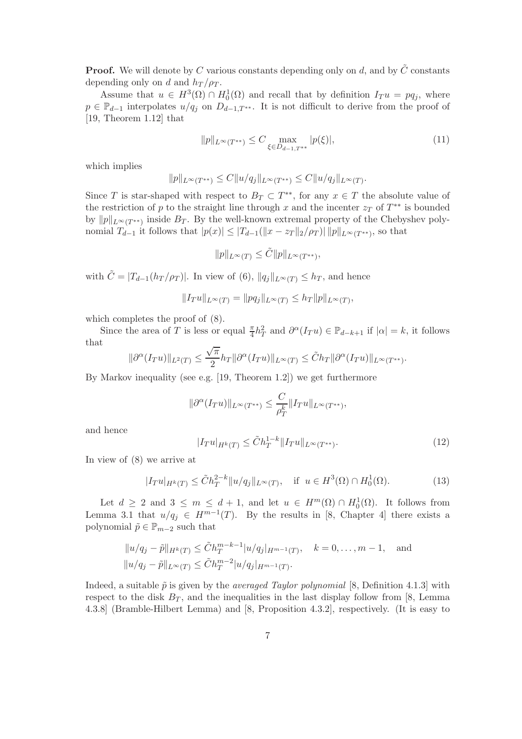**Proof.** We will denote by $C$ various constants depending only on $d$, and by $\tilde{C}$ constants depending only on $d$ and $h_T/\rho_T$.

Assume that $u \in H^3(\Omega) \cap H_0^1(\Omega)$ and recall that by definition $I_T u = pq_j$, where $p \in \mathbb{P}_{d-1}$ interpolates $u/q_j$ on $D_{d-1,T^{**}}$. It is not difficult to derive from the proof of [19, Theorem 1.12] that

$$\|p\|_{L^\infty(T^{**})} \leq C \max_{\xi \in D_{d-1,T^{**}}} |p(\xi)|, \tag{11}$$

which implies

$$\|p\|_{L^\infty(T^{**})} \leq C\|u/q_j\|_{L^\infty(T^{**})} \leq C\|u/q_j\|_{L^\infty(T)}.$$

Since $T$ is star-shaped with respect to $B_T \subset T^{**}$, for any $x \in T$ the absolute value of the restriction of $p$ to the straight line through $x$ and the incenter $z_T$ of $T^{**}$ is bounded by $\|p\|_{L^\infty(T^{**})}$ inside $B_T$. By the well-known extremal property of the Chebyshev polynomial $T_{d-1}$ it follows that $|p(x)| \leq |T_{d-1}(\|x - z_T\|_2/\rho_T)| \, \|p\|_{L^\infty(T^{**})}$, so that

$$\|p\|_{L^\infty(T)} \leq \tilde{C}\|p\|_{L^\infty(T^{**})},$$

with $\tilde{C} = |T_{d-1}(h_T/\rho_T)|$. In view of (6), $\|q_j\|_{L^\infty(T)} \leq h_T$, and hence

$$\|I_T u\|_{L^\infty(T)} = \|pq_j\|_{L^\infty(T)} \leq h_T\|p\|_{L^\infty(T)},$$

which completes the proof of (8).

Since the area of $T$ is less or equal $\frac{\pi}{4}h_T^2$ and $\partial^\alpha(I_T u) \in \mathbb{P}_{d-k+1}$ if $|\alpha| = k$, it follows that

$$\|\partial^\alpha(I_T u)\|_{L^2(T)} \leq \frac{\sqrt{\pi}}{2}h_T\|\partial^\alpha(I_T u)\|_{L^\infty(T)} \leq \tilde{C}h_T\|\partial^\alpha(I_T u)\|_{L^\infty(T^{**})}.$$

By Markov inequality (see e.g. [19, Theorem 1.2]) we get furthermore

$$\|\partial^\alpha(I_T u)\|_{L^\infty(T^{**})} \leq \frac{C}{\rho_T^k}\|I_T u\|_{L^\infty(T^{**})},$$

and hence

$$|I_T u|_{H^k(T)} \leq \tilde{C}h_T^{1-k}\|I_T u\|_{L^\infty(T^{**})}. \tag{12}$$

In view of (8) we arrive at

$$|I_T u|_{H^k(T)} \leq \tilde{C}h_T^{2-k}\|u/q_j\|_{L^\infty(T)}, \quad \text{if } u \in H^3(\Omega) \cap H_0^1(\Omega). \tag{13}$$

Let $d \geq 2$ and $3 \leq m \leq d+1$, and let $u \in H^m(\Omega) \cap H_0^1(\Omega)$. It follows from Lemma 3.1 that $u/q_j \in H^{m-1}(T)$. By the results in [8, Chapter 4] there exists a polynomial $\tilde{p} \in \mathbb{P}_{m-2}$ such that

$$\begin{aligned}
&\|u/q_j - \tilde{p}\|_{H^k(T)} \leq \tilde{C}h_T^{m-k-1}|u/q_j|_{H^{m-1}(T)}, \quad k = 0, \ldots, m-1, \quad \text{and} \\
&\|u/q_j - \tilde{p}\|_{L^\infty(T)} \leq \tilde{C}h_T^{m-2}|u/q_j|_{H^{m-1}(T)}.
\end{aligned}$$

Indeed, a suitable $\tilde{p}$ is given by the *averaged Taylor polynomial* [8, Definition 4.1.3] with respect to the disk $B_T$, and the inequalities in the last display follow from [8, Lemma 4.3.8] (Bramble-Hilbert Lemma) and [8, Proposition 4.3.2], respectively. (It is easy to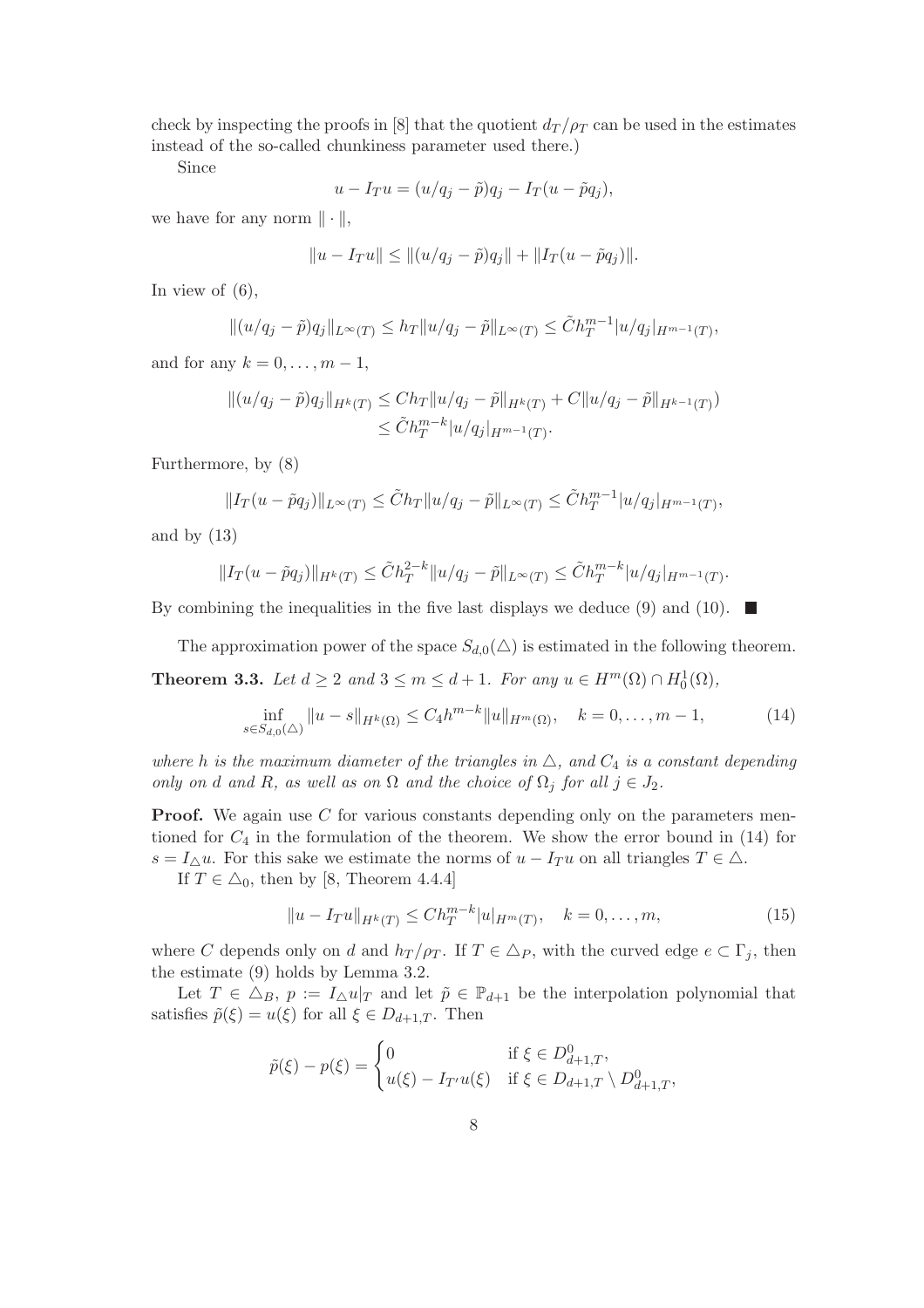check by inspecting the proofs in [8] that the quotient $d_T/\rho_T$ can be used in the estimates instead of the so-called chunkiness parameter used there.)

Since

$$u - I_T u = (u/q_j - \tilde{p})q_j - I_T(u - \tilde{p}q_j),$$

we have for any norm $\|\cdot\|$,

$$\|u - I_T u\| \le \|(u/q_j - \tilde{p})q_j\| + \|I_T(u - \tilde{p}q_j)\|.$$

In view of (6),

$$\|(u/q_j - \tilde{p})q_j\|_{L^\infty(T)} \le h_T \|u/q_j - \tilde{p}\|_{L^\infty(T)} \le \tilde{C} h_T^{m-1} |u/q_j|_{H^{m-1}(T)},$$

and for any $k = 0, \dots, m-1$,

$$\begin{aligned}
\|(u/q_j - \tilde{p})q_j\|_{H^k(T)} &\le C h_T \|u/q_j - \tilde{p}\|_{H^k(T)} + C\|u/q_j - \tilde{p}\|_{H^{k-1}(T)}) \\
&\le \tilde{C} h_T^{m-k} |u/q_j|_{H^{m-1}(T)}.
\end{aligned}$$

Furthermore, by (8)

$$\|I_T(u - \tilde{p}q_j)\|_{L^\infty(T)} \le \tilde{C} h_T \|u/q_j - \tilde{p}\|_{L^\infty(T)} \le \tilde{C} h_T^{m-1} |u/q_j|_{H^{m-1}(T)},$$

and by (13)

$$\|I_T(u - \tilde{p}q_j)\|_{H^k(T)} \le \tilde{C} h_T^{2-k} \|u/q_j - \tilde{p}\|_{L^\infty(T)} \le \tilde{C} h_T^{m-k} |u/q_j|_{H^{m-1}(T)}.$$

By combining the inequalities in the five last displays we deduce (9) and (10). ■

The approximation power of the space $S_{d,0}(\triangle)$ is estimated in the following theorem.

**Theorem 3.3.** *Let $d \ge 2$ and $3 \le m \le d+1$. For any $u \in H^m(\Omega) \cap H_0^1(\Omega)$,*

$$\inf_{s \in S_{d,0}(\triangle)} \|u - s\|_{H^k(\Omega)} \le C_4 h^{m-k} \|u\|_{H^m(\Omega)}, \quad k = 0, \dots, m-1, \tag{14}$$

*where $h$ is the maximum diameter of the triangles in $\triangle$, and $C_4$ is a constant depending only on $d$ and $R$, as well as on $\Omega$ and the choice of $\Omega_j$ for all $j \in J_2$.*

**Proof.** We again use $C$ for various constants depending only on the parameters mentioned for $C_4$ in the formulation of the theorem. We show the error bound in (14) for $s = I_\triangle u$. For this sake we estimate the norms of $u - I_T u$ on all triangles $T \in \triangle$.

If $T \in \triangle_0$, then by [8, Theorem 4.4.4]

$$\|u - I_T u\|_{H^k(T)} \le C h_T^{m-k} |u|_{H^m(T)}, \quad k = 0, \dots, m, \tag{15}$$

where $C$ depends only on $d$ and $h_T/\rho_T$. If $T \in \triangle_P$, with the curved edge $e \subset \Gamma_j$, then the estimate (9) holds by Lemma 3.2.

Let $T \in \triangle_B$, $p := I_\triangle u|_T$ and let $\tilde{p} \in \mathbb{P}_{d+1}$ be the interpolation polynomial that satisfies $\tilde{p}(\xi) = u(\xi)$ for all $\xi \in D_{d+1,T}$. Then

$$\tilde{p}(\xi) - p(\xi) = \begin{cases} 0 & \text{if } \xi \in D^0_{d+1,T}, \\ u(\xi) - I_{T'} u(\xi) & \text{if } \xi \in D_{d+1,T} \setminus D^0_{d+1,T}, \end{cases}$$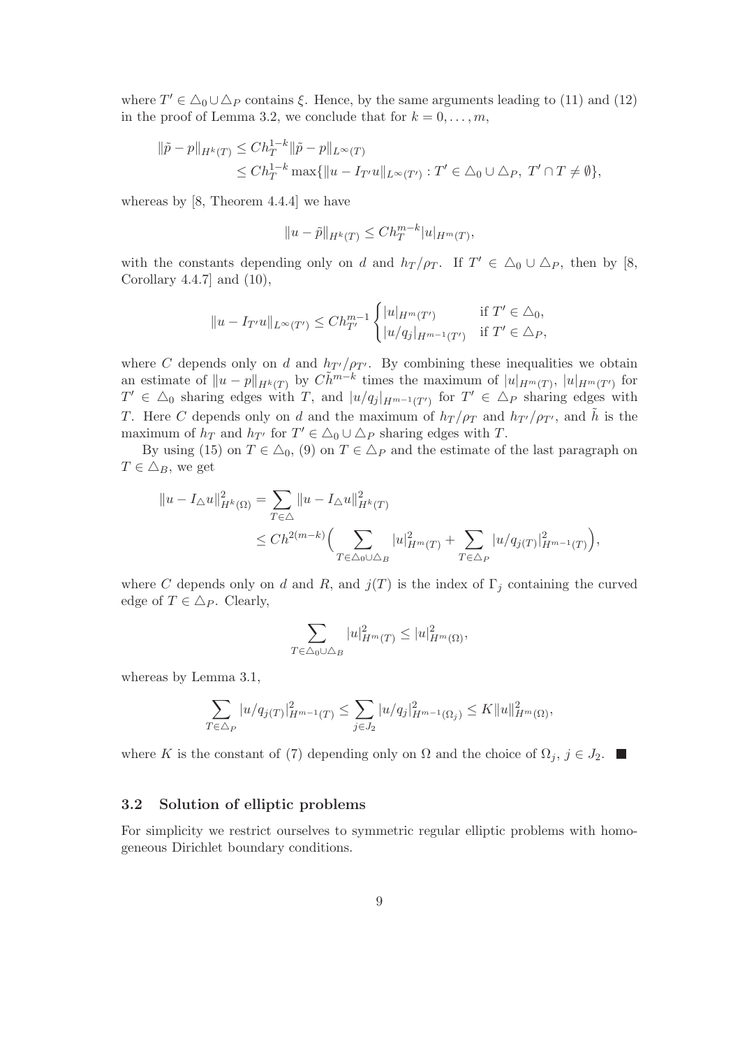where $T' \in \triangle_0 \cup \triangle_P$ contains $\xi$. Hence, by the same arguments leading to (11) and (12) in the proof of Lemma 3.2, we conclude that for $k = 0, \ldots, m$,

$$
\begin{aligned}
\|\tilde{p} - p\|_{H^k(T)} &\leq C h_T^{1-k} \|\tilde{p} - p\|_{L^\infty(T)} \\
&\leq C h_T^{1-k} \max\{\|u - I_{T'} u\|_{L^\infty(T')} : T' \in \triangle_0 \cup \triangle_P,\ T' \cap T \neq \emptyset\},
\end{aligned}
$$

whereas by [8, Theorem 4.4.4] we have

$$
\|u - \tilde{p}\|_{H^k(T)} \leq C h_T^{m-k} |u|_{H^m(T)},
$$

with the constants depending only on $d$ and $h_T/\rho_T$. If $T' \in \triangle_0 \cup \triangle_P$, then by [8, Corollary 4.4.7] and (10),

$$
\|u - I_{T'} u\|_{L^\infty(T')} \leq C h_{T'}^{m-1} \begin{cases} |u|_{H^m(T')} & \text{if } T' \in \triangle_0, \\ |u/q_j|_{H^{m-1}(T')} & \text{if } T' \in \triangle_P, \end{cases}
$$

where $C$ depends only on $d$ and $h_{T'}/\rho_{T'}$. By combining these inequalities we obtain an estimate of $\|u - p\|_{H^k(T)}$ by $C\tilde{h}^{m-k}$ times the maximum of $|u|_{H^m(T)}$, $|u|_{H^m(T')}$ for $T' \in \triangle_0$ sharing edges with $T$, and $|u/q_j|_{H^{m-1}(T')}$ for $T' \in \triangle_P$ sharing edges with $T$. Here $C$ depends only on $d$ and the maximum of $h_T/\rho_T$ and $h_{T'}/\rho_{T'}$, and $\tilde{h}$ is the maximum of $h_T$ and $h_{T'}$ for $T' \in \triangle_0 \cup \triangle_P$ sharing edges with $T$.

By using (15) on $T \in \triangle_0$, (9) on $T \in \triangle_P$ and the estimate of the last paragraph on $T \in \triangle_B$, we get

$$
\begin{aligned}
\|u - I_\triangle u\|_{H^k(\Omega)}^2 &= \sum_{T \in \triangle} \|u - I_\triangle u\|_{H^k(T)}^2 \\
&\leq C h^{2(m-k)} \Big( \sum_{T \in \triangle_0 \cup \triangle_B} |u|_{H^m(T)}^2 + \sum_{T \in \triangle_P} |u/q_{j(T)}|_{H^{m-1}(T)}^2 \Big),
\end{aligned}
$$

where $C$ depends only on $d$ and $R$, and $j(T)$ is the index of $\Gamma_j$ containing the curved edge of $T \in \triangle_P$. Clearly,

$$
\sum_{T \in \triangle_0 \cup \triangle_B} |u|_{H^m(T)}^2 \leq |u|_{H^m(\Omega)}^2,
$$

whereas by Lemma 3.1,

$$
\sum_{T \in \triangle_P} |u/q_{j(T)}|_{H^{m-1}(T)}^2 \leq \sum_{j \in J_2} |u/q_j|_{H^{m-1}(\Omega_j)}^2 \leq K \|u\|_{H^m(\Omega)}^2,
$$

where $K$ is the constant of (7) depending only on $\Omega$ and the choice of $\Omega_j$, $j \in J_2$. ∎

### 3.2 Solution of elliptic problems

For simplicity we restrict ourselves to symmetric regular elliptic problems with homogeneous Dirichlet boundary conditions.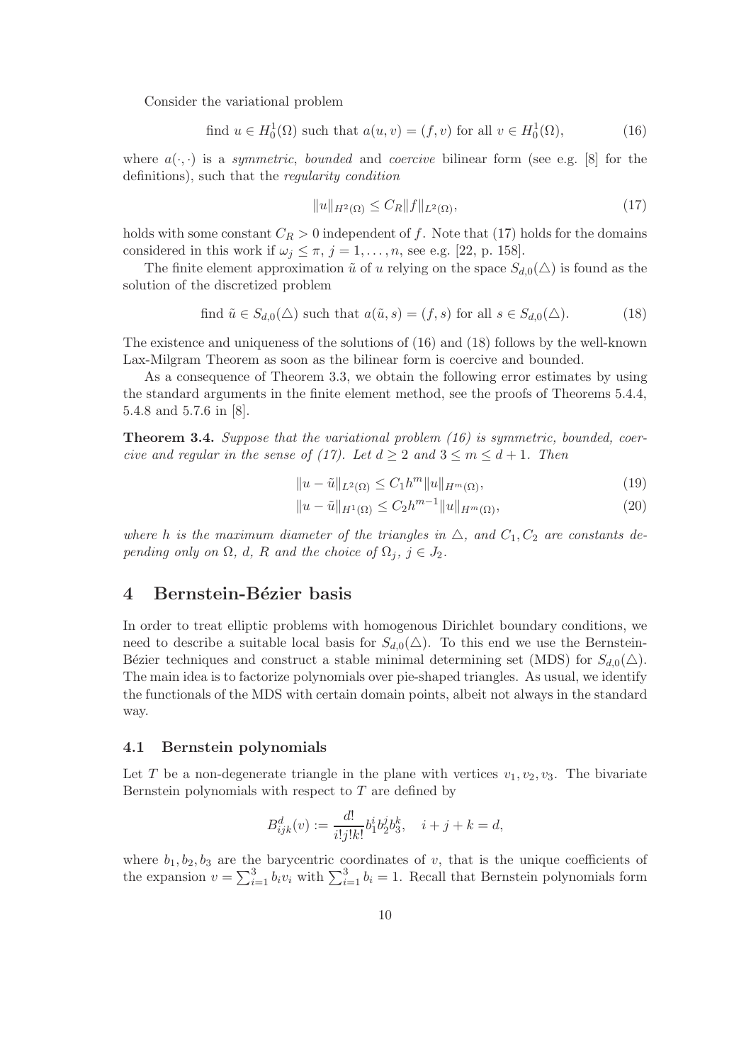Consider the variational problem

$$\text{find } u \in H_0^1(\Omega) \text{ such that } a(u,v) = (f,v) \text{ for all } v \in H_0^1(\Omega), \tag{16}$$

where $a(\cdot,\cdot)$ is a *symmetric*, *bounded* and *coercive* bilinear form (see e.g. [8] for the definitions), such that the *regularity condition*

$$\|u\|_{H^2(\Omega)} \le C_R \|f\|_{L^2(\Omega)}, \tag{17}$$

holds with some constant $C_R > 0$ independent of $f$. Note that (17) holds for the domains considered in this work if $\omega_j \le \pi$, $j = 1, \dots, n$, see e.g. [22, p. 158].

The finite element approximation $\tilde{u}$ of $u$ relying on the space $S_{d,0}(\triangle)$ is found as the solution of the discretized problem

$$\text{find } \tilde{u} \in S_{d,0}(\triangle) \text{ such that } a(\tilde{u},s) = (f,s) \text{ for all } s \in S_{d,0}(\triangle). \tag{18}$$

The existence and uniqueness of the solutions of (16) and (18) follows by the well-known Lax-Milgram Theorem as soon as the bilinear form is coercive and bounded.

As a consequence of Theorem 3.3, we obtain the following error estimates by using the standard arguments in the finite element method, see the proofs of Theorems 5.4.4, 5.4.8 and 5.7.6 in [8].

**Theorem 3.4.** *Suppose that the variational problem (16) is symmetric, bounded, coercive and regular in the sense of (17). Let $d \ge 2$ and $3 \le m \le d+1$. Then*

$$\|u - \tilde{u}\|_{L^2(\Omega)} \le C_1 h^m \|u\|_{H^m(\Omega)}, \tag{19}$$

$$\|u - \tilde{u}\|_{H^1(\Omega)} \le C_2 h^{m-1} \|u\|_{H^m(\Omega)}, \tag{20}$$

*where $h$ is the maximum diameter of the triangles in $\triangle$, and $C_1, C_2$ are constants depending only on $\Omega$, $d$, $R$ and the choice of $\Omega_j$, $j \in J_2$.*

# 4 Bernstein-Bézier basis

In order to treat elliptic problems with homogenous Dirichlet boundary conditions, we need to describe a suitable local basis for $S_{d,0}(\triangle)$. To this end we use the Bernstein-Bézier techniques and construct a stable minimal determining set (MDS) for $S_{d,0}(\triangle)$. The main idea is to factorize polynomials over pie-shaped triangles. As usual, we identify the functionals of the MDS with certain domain points, albeit not always in the standard way.

## 4.1 Bernstein polynomials

Let $T$ be a non-degenerate triangle in the plane with vertices $v_1, v_2, v_3$. The bivariate Bernstein polynomials with respect to $T$ are defined by

$$B_{ijk}^d(v) := \frac{d!}{i!j!k!} b_1^i b_2^j b_3^k, \quad i+j+k = d,$$

where $b_1, b_2, b_3$ are the barycentric coordinates of $v$, that is the unique coefficients of the expansion $v = \sum_{i=1}^3 b_i v_i$ with $\sum_{i=1}^3 b_i = 1$. Recall that Bernstein polynomials form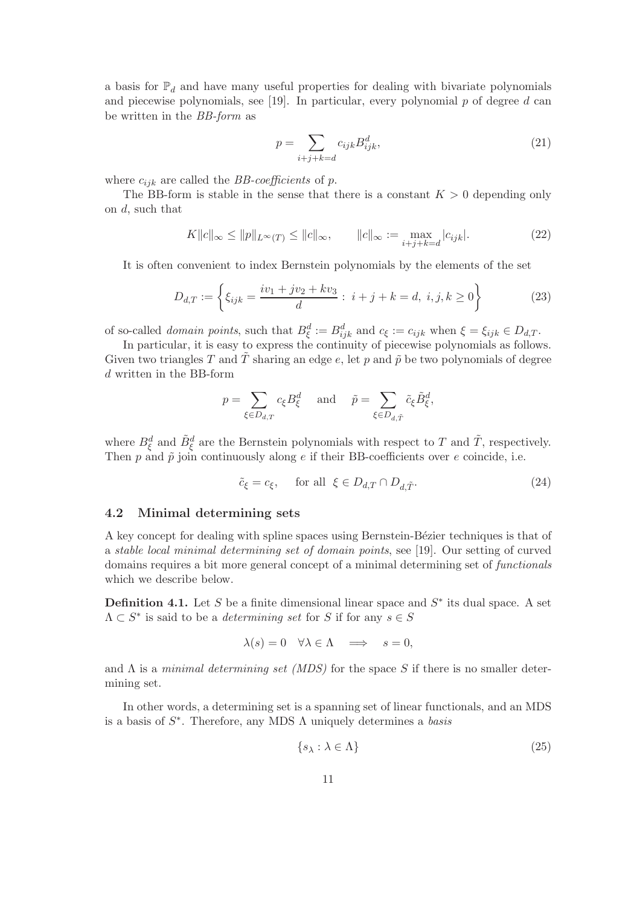a basis for $\mathbb{P}_d$ and have many useful properties for dealing with bivariate polynomials and piecewise polynomials, see [19]. In particular, every polynomial $p$ of degree $d$ can be written in the *BB-form* as

$$p = \sum_{i+j+k=d} c_{ijk} B^d_{ijk}, \tag{21}$$

where $c_{ijk}$ are called the *BB-coefficients* of $p$.

The BB-form is stable in the sense that there is a constant $K > 0$ depending only on $d$, such that

$$K\|c\|_\infty \leq \|p\|_{L^\infty(T)} \leq \|c\|_\infty, \qquad \|c\|_\infty := \max_{i+j+k=d} |c_{ijk}|. \tag{22}$$

It is often convenient to index Bernstein polynomials by the elements of the set

$$D_{d,T} := \left\{ \xi_{ijk} = \frac{iv_1 + jv_2 + kv_3}{d} : \; i+j+k = d, \; i,j,k \geq 0 \right\} \tag{23}$$

of so-called *domain points*, such that $B^d_\xi := B^d_{ijk}$ and $c_\xi := c_{ijk}$ when $\xi = \xi_{ijk} \in D_{d,T}$.

In particular, it is easy to express the continuity of piecewise polynomials as follows. Given two triangles $T$ and $\tilde{T}$ sharing an edge $e$, let $p$ and $\tilde{p}$ be two polynomials of degree $d$ written in the BB-form

$$p = \sum_{\xi \in D_{d,T}} c_\xi B^d_\xi \quad \text{ and } \quad \tilde{p} = \sum_{\xi \in D_{d,\tilde{T}}} \tilde{c}_\xi \tilde{B}^d_\xi,$$

where $B^d_\xi$ and $\tilde{B}^d_\xi$ are the Bernstein polynomials with respect to $T$ and $\tilde{T}$, respectively. Then $p$ and $\tilde{p}$ join continuously along $e$ if their BB-coefficients over $e$ coincide, i.e.

$$\tilde{c}_\xi = c_\xi, \quad \text{ for all } \; \xi \in D_{d,T} \cap D_{d,\tilde{T}}. \tag{24}$$

### 4.2 Minimal determining sets

A key concept for dealing with spline spaces using Bernstein-Bézier techniques is that of a *stable local minimal determining set of domain points*, see [19]. Our setting of curved domains requires a bit more general concept of a minimal determining set of *functionals* which we describe below.

**Definition 4.1.** Let $S$ be a finite dimensional linear space and $S^*$ its dual space. A set $\Lambda \subset S^*$ is said to be a *determining set* for $S$ if for any $s \in S$

$$\lambda(s) = 0 \quad \forall \lambda \in \Lambda \quad \Longrightarrow \quad s = 0,$$

and $\Lambda$ is a *minimal determining set (MDS)* for the space $S$ if there is no smaller determining set.

In other words, a determining set is a spanning set of linear functionals, and an MDS is a basis of $S^*$. Therefore, any MDS $\Lambda$ uniquely determines a *basis*

$$\{s_\lambda : \lambda \in \Lambda\} \tag{25}$$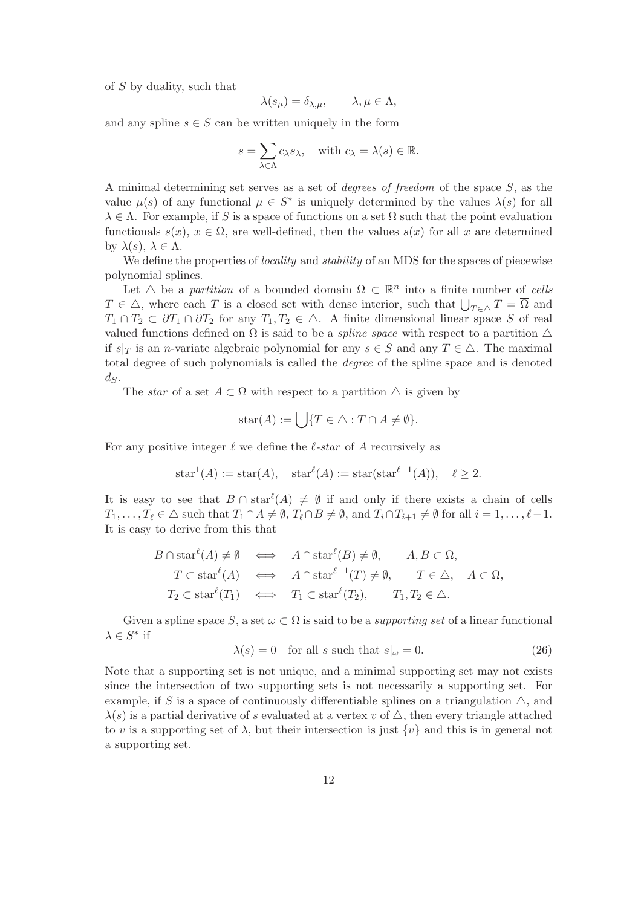of $S$ by duality, such that

$$\lambda(s_\mu) = \delta_{\lambda,\mu}, \qquad \lambda, \mu \in \Lambda,$$

and any spline $s \in S$ can be written uniquely in the form

$$s = \sum_{\lambda \in \Lambda} c_\lambda s_\lambda, \quad \text{with } c_\lambda = \lambda(s) \in \mathbb{R}.$$

A minimal determining set serves as a set of *degrees of freedom* of the space $S$, as the value $\mu(s)$ of any functional $\mu \in S^*$ is uniquely determined by the values $\lambda(s)$ for all $\lambda \in \Lambda$. For example, if $S$ is a space of functions on a set $\Omega$ such that the point evaluation functionals $s(x)$, $x \in \Omega$, are well-defined, then the values $s(x)$ for all $x$ are determined by $\lambda(s)$, $\lambda \in \Lambda$.

We define the properties of *locality* and *stability* of an MDS for the spaces of piecewise polynomial splines.

Let $\triangle$ be a *partition* of a bounded domain $\Omega \subset \mathbb{R}^n$ into a finite number of *cells* $T \in \triangle$, where each $T$ is a closed set with dense interior, such that $\bigcup_{T\in\triangle} T = \overline{\Omega}$ and $T_1 \cap T_2 \subset \partial T_1 \cap \partial T_2$ for any $T_1, T_2 \in \triangle$. A finite dimensional linear space $S$ of real valued functions defined on $\Omega$ is said to be a *spline space* with respect to a partition $\triangle$ if $s|_T$ is an $n$-variate algebraic polynomial for any $s \in S$ and any $T \in \triangle$. The maximal total degree of such polynomials is called the *degree* of the spline space and is denoted $d_S$.

The *star* of a set $A \subset \Omega$ with respect to a partition $\triangle$ is given by

$$\text{star}(A) := \bigcup\{T \in \triangle : T \cap A \neq \emptyset\}.$$

For any positive integer $\ell$ we define the *$\ell$-star* of $A$ recursively as

$$\text{star}^1(A) := \text{star}(A), \quad \text{star}^\ell(A) := \text{star}(\text{star}^{\ell-1}(A)), \quad \ell \geq 2.$$

It is easy to see that $B \cap \text{star}^\ell(A) \neq \emptyset$ if and only if there exists a chain of cells $T_1, \ldots, T_\ell \in \triangle$ such that $T_1 \cap A \neq \emptyset$, $T_\ell \cap B \neq \emptyset$, and $T_i \cap T_{i+1} \neq \emptyset$ for all $i = 1, \ldots, \ell-1$. It is easy to derive from this that

$$\begin{aligned}
B \cap \text{star}^\ell(A) \neq \emptyset \quad &\Longleftrightarrow \quad A \cap \text{star}^\ell(B) \neq \emptyset, \qquad A, B \subset \Omega, \\
T \subset \text{star}^\ell(A) \quad &\Longleftrightarrow \quad A \cap \text{star}^{\ell-1}(T) \neq \emptyset, \qquad T \in \triangle, \quad A \subset \Omega, \\
T_2 \subset \text{star}^\ell(T_1) \quad &\Longleftrightarrow \quad T_1 \subset \text{star}^\ell(T_2), \qquad T_1, T_2 \in \triangle.
\end{aligned}$$

Given a spline space $S$, a set $\omega \subset \Omega$ is said to be a *supporting set* of a linear functional $\lambda \in S^*$ if

$$\lambda(s) = 0 \quad \text{for all } s \text{ such that } s|_\omega = 0. \tag{26}$$

Note that a supporting set is not unique, and a minimal supporting set may not exists since the intersection of two supporting sets is not necessarily a supporting set. For example, if $S$ is a space of continuously differentiable splines on a triangulation $\triangle$, and $\lambda(s)$ is a partial derivative of $s$ evaluated at a vertex $v$ of $\triangle$, then every triangle attached to $v$ is a supporting set of $\lambda$, but their intersection is just $\{v\}$ and this is in general not a supporting set.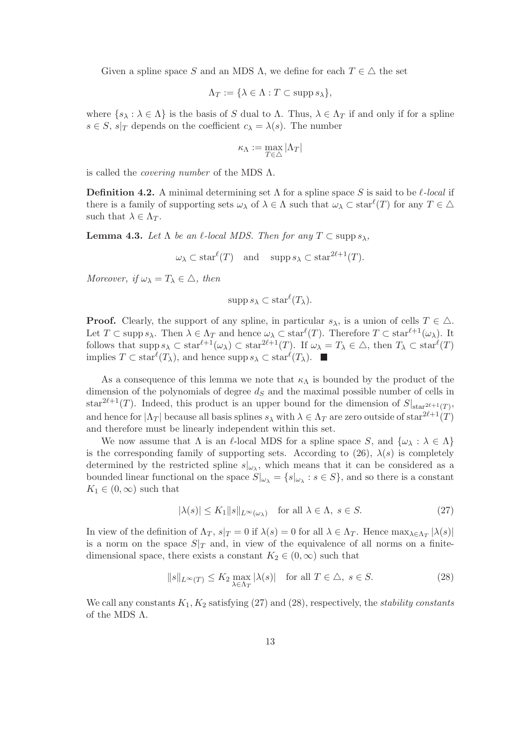Given a spline space $S$ and an MDS $\Lambda$, we define for each $T \in \triangle$ the set

$$\Lambda_T := \{\lambda \in \Lambda : T \subset \operatorname{supp} s_\lambda\},$$

where $\{s_\lambda : \lambda \in \Lambda\}$ is the basis of $S$ dual to $\Lambda$. Thus, $\lambda \in \Lambda_T$ if and only if for a spline $s \in S$, $s|_T$ depends on the coefficient $c_\lambda = \lambda(s)$. The number

$$\kappa_\Lambda := \max_{T \in \triangle} |\Lambda_T|$$

is called the *covering number* of the MDS $\Lambda$.

**Definition 4.2.** A minimal determining set $\Lambda$ for a spline space $S$ is said to be *$\ell$-local* if there is a family of supporting sets $\omega_\lambda$ of $\lambda \in \Lambda$ such that $\omega_\lambda \subset \operatorname{star}^\ell(T)$ for any $T \in \triangle$ such that $\lambda \in \Lambda_T$.

**Lemma 4.3.** *Let $\Lambda$ be an $\ell$-local MDS. Then for any $T \subset \operatorname{supp} s_\lambda$,*

$$\omega_\lambda \subset \operatorname{star}^\ell(T) \quad \text{and} \quad \operatorname{supp} s_\lambda \subset \operatorname{star}^{2\ell+1}(T).$$

*Moreover, if $\omega_\lambda = T_\lambda \in \triangle$, then*

$$\operatorname{supp} s_\lambda \subset \operatorname{star}^\ell(T_\lambda).$$

**Proof.** Clearly, the support of any spline, in particular $s_\lambda$, is a union of cells $T \in \triangle$. Let $T \subset \operatorname{supp} s_\lambda$. Then $\lambda \in \Lambda_T$ and hence $\omega_\lambda \subset \operatorname{star}^\ell(T)$. Therefore $T \subset \operatorname{star}^{\ell+1}(\omega_\lambda)$. It follows that $\operatorname{supp} s_\lambda \subset \operatorname{star}^{\ell+1}(\omega_\lambda) \subset \operatorname{star}^{2\ell+1}(T)$. If $\omega_\lambda = T_\lambda \in \triangle$, then $T_\lambda \subset \operatorname{star}^\ell(T)$ implies $T \subset \operatorname{star}^\ell(T_\lambda)$, and hence $\operatorname{supp} s_\lambda \subset \operatorname{star}^\ell(T_\lambda)$. ∎

As a consequence of this lemma we note that $\kappa_\Lambda$ is bounded by the product of the dimension of the polynomials of degree $d_S$ and the maximal possible number of cells in $\operatorname{star}^{2\ell+1}(T)$. Indeed, this product is an upper bound for the dimension of $S|_{\operatorname{star}^{2\ell+1}(T)}$, and hence for $|\Lambda_T|$ because all basis splines $s_\lambda$ with $\lambda \in \Lambda_T$ are zero outside of $\operatorname{star}^{2\ell+1}(T)$ and therefore must be linearly independent within this set.

We now assume that $\Lambda$ is an $\ell$-local MDS for a spline space $S$, and $\{\omega_\lambda : \lambda \in \Lambda\}$ is the corresponding family of supporting sets. According to (26), $\lambda(s)$ is completely determined by the restricted spline $s|_{\omega_\lambda}$, which means that it can be considered as a bounded linear functional on the space $S|_{\omega_\lambda} = \{s|_{\omega_\lambda} : s \in S\}$, and so there is a constant $K_1 \in (0, \infty)$ such that

$$|\lambda(s)| \le K_1 \|s\|_{L^\infty(\omega_\lambda)} \quad \text{for all } \lambda \in \Lambda,\ s \in S. \tag{27}$$

In view of the definition of $\Lambda_T$, $s|_T = 0$ if $\lambda(s) = 0$ for all $\lambda \in \Lambda_T$. Hence $\max_{\lambda \in \Lambda_T} |\lambda(s)|$ is a norm on the space $S|_T$ and, in view of the equivalence of all norms on a finite-dimensional space, there exists a constant $K_2 \in (0, \infty)$ such that

$$\|s\|_{L^\infty(T)} \le K_2 \max_{\lambda \in \Lambda_T} |\lambda(s)| \quad \text{for all } T \in \triangle,\ s \in S. \tag{28}$$

We call any constants $K_1, K_2$ satisfying (27) and (28), respectively, the *stability constants* of the MDS $\Lambda$.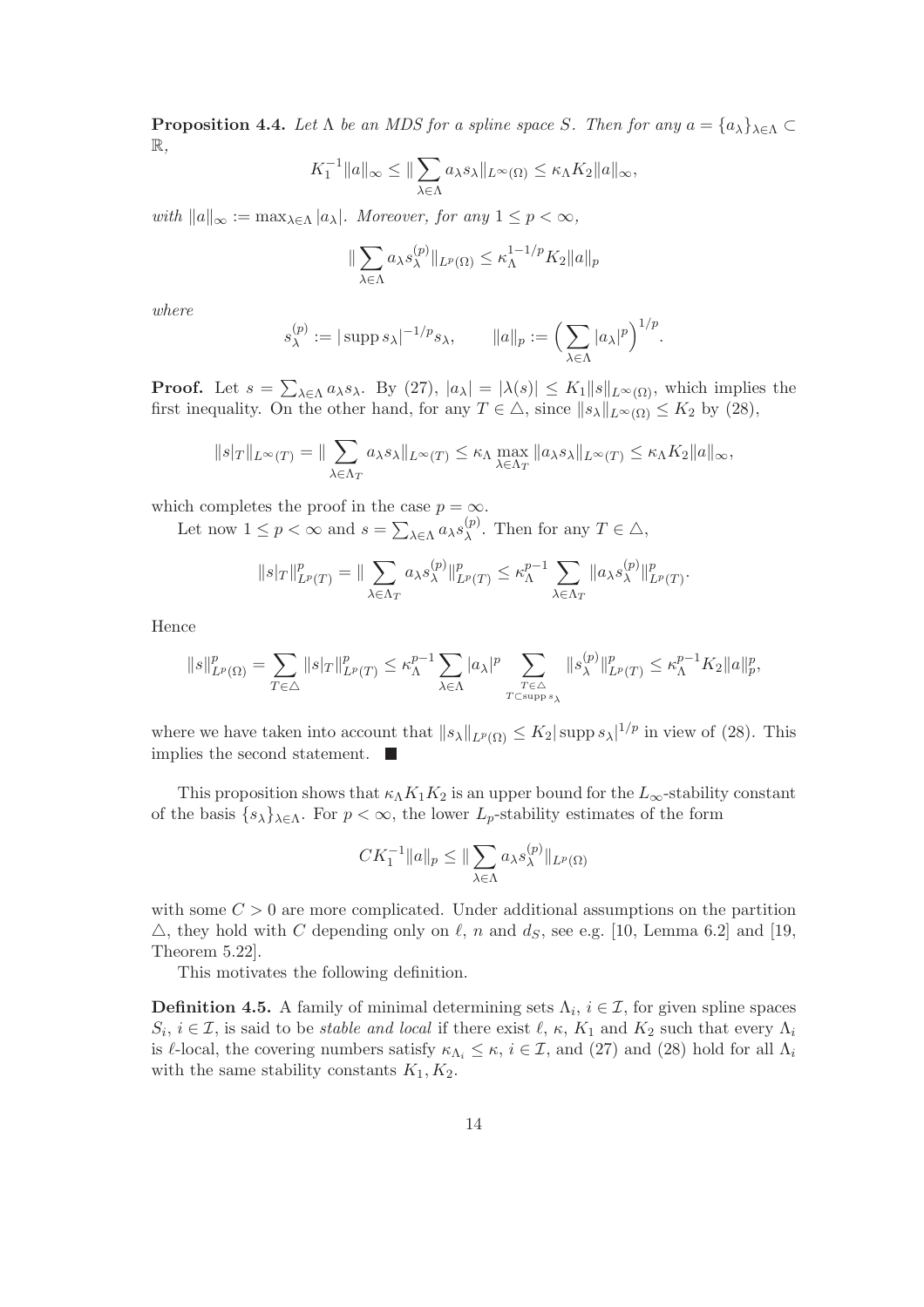**Proposition 4.4.** *Let $\Lambda$ be an MDS for a spline space $S$. Then for any $a = \{a_\lambda\}_{\lambda\in\Lambda} \subset \mathbb{R}$,*

$$K_1^{-1}\|a\|_\infty \le \|\sum_{\lambda\in\Lambda} a_\lambda s_\lambda\|_{L^\infty(\Omega)} \le \kappa_\Lambda K_2 \|a\|_\infty,$$

*with $\|a\|_\infty := \max_{\lambda\in\Lambda} |a_\lambda|$. Moreover, for any $1 \le p < \infty$,*

$$\|\sum_{\lambda\in\Lambda} a_\lambda s_\lambda^{(p)}\|_{L^p(\Omega)} \le \kappa_\Lambda^{1-1/p} K_2 \|a\|_p$$

*where*

$$s_\lambda^{(p)} := |\operatorname{supp} s_\lambda|^{-1/p} s_\lambda, \qquad \|a\|_p := \Big(\sum_{\lambda\in\Lambda} |a_\lambda|^p\Big)^{1/p}.$$

**Proof.** Let $s = \sum_{\lambda\in\Lambda} a_\lambda s_\lambda$. By (27), $|a_\lambda| = |\lambda(s)| \le K_1 \|s\|_{L^\infty(\Omega)}$, which implies the first inequality. On the other hand, for any $T \in \triangle$, since $\|s_\lambda\|_{L^\infty(\Omega)} \le K_2$ by (28),

$$\|s|_T\|_{L^\infty(T)} = \|\sum_{\lambda\in\Lambda_T} a_\lambda s_\lambda\|_{L^\infty(T)} \le \kappa_\Lambda \max_{\lambda\in\Lambda_T} \|a_\lambda s_\lambda\|_{L^\infty(T)} \le \kappa_\Lambda K_2 \|a\|_\infty,$$

which completes the proof in the case $p = \infty$.

Let now $1 \le p < \infty$ and $s = \sum_{\lambda\in\Lambda} a_\lambda s_\lambda^{(p)}$. Then for any $T \in \triangle$,

$$\|s|_T\|_{L^p(T)}^p = \|\sum_{\lambda\in\Lambda_T} a_\lambda s_\lambda^{(p)}\|_{L^p(T)}^p \le \kappa_\Lambda^{p-1} \sum_{\lambda\in\Lambda_T} \|a_\lambda s_\lambda^{(p)}\|_{L^p(T)}^p.$$

Hence

$$\|s\|_{L^p(\Omega)}^p = \sum_{T\in\triangle} \|s|_T\|_{L^p(T)}^p \le \kappa_\Lambda^{p-1} \sum_{\lambda\in\Lambda} |a_\lambda|^p \sum_{\substack{T\in\triangle \\ T\subset \operatorname{supp} s_\lambda}} \|s_\lambda^{(p)}\|_{L^p(T)}^p \le \kappa_\Lambda^{p-1} K_2 \|a\|_p^p,$$

where we have taken into account that $\|s_\lambda\|_{L^p(\Omega)} \le K_2 |\operatorname{supp} s_\lambda|^{1/p}$ in view of (28). This implies the second statement. ■

This proposition shows that $\kappa_\Lambda K_1 K_2$ is an upper bound for the $L_\infty$-stability constant of the basis $\{s_\lambda\}_{\lambda\in\Lambda}$. For $p < \infty$, the lower $L_p$-stability estimates of the form

$$C K_1^{-1} \|a\|_p \le \|\sum_{\lambda\in\Lambda} a_\lambda s_\lambda^{(p)}\|_{L^p(\Omega)}$$

with some $C > 0$ are more complicated. Under additional assumptions on the partition $\triangle$, they hold with $C$ depending only on $\ell$, $n$ and $d_S$, see e.g. [10, Lemma 6.2] and [19, Theorem 5.22].

This motivates the following definition.

**Definition 4.5.** A family of minimal determining sets $\Lambda_i$, $i \in \mathcal{I}$, for given spline spaces $S_i$, $i \in \mathcal{I}$, is said to be *stable and local* if there exist $\ell$, $\kappa$, $K_1$ and $K_2$ such that every $\Lambda_i$ is $\ell$-local, the covering numbers satisfy $\kappa_{\Lambda_i} \le \kappa$, $i \in \mathcal{I}$, and (27) and (28) hold for all $\Lambda_i$ with the same stability constants $K_1, K_2$.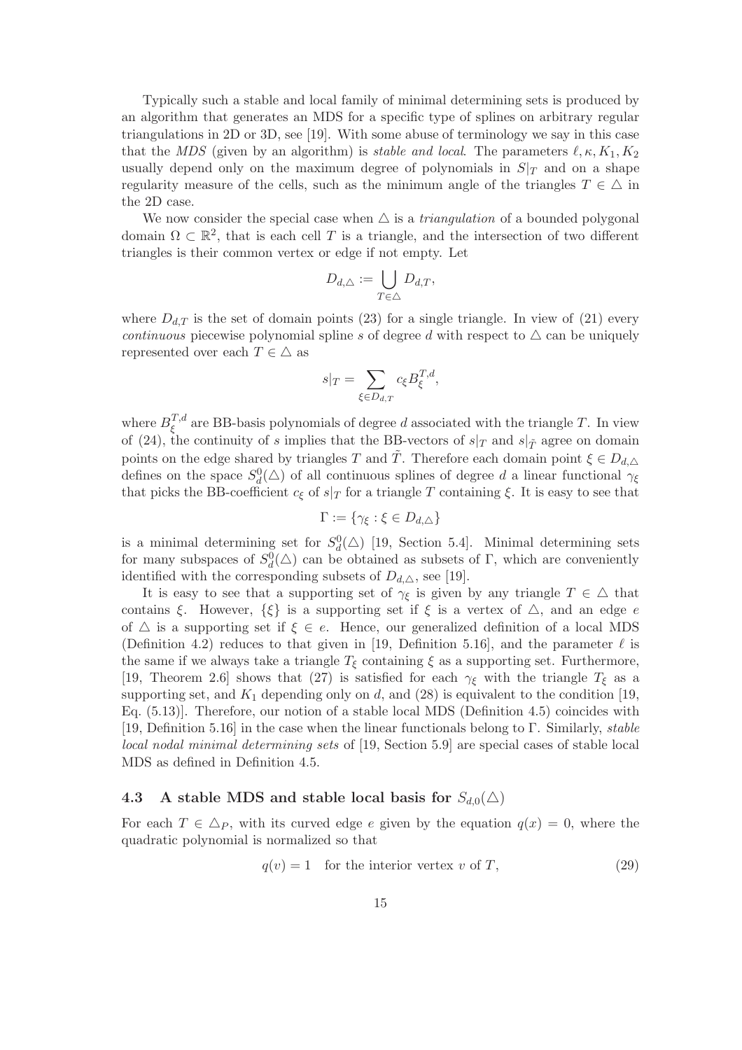Typically such a stable and local family of minimal determining sets is produced by an algorithm that generates an MDS for a specific type of splines on arbitrary regular triangulations in 2D or 3D, see [19]. With some abuse of terminology we say in this case that the *MDS* (given by an algorithm) is *stable and local*. The parameters $\ell, \kappa, K_1, K_2$ usually depend only on the maximum degree of polynomials in $S|_T$ and on a shape regularity measure of the cells, such as the minimum angle of the triangles $T \in \triangle$ in the 2D case.

We now consider the special case when $\triangle$ is a *triangulation* of a bounded polygonal domain $\Omega \subset \mathbb{R}^2$, that is each cell $T$ is a triangle, and the intersection of two different triangles is their common vertex or edge if not empty. Let

$$D_{d,\triangle} := \bigcup_{T \in \triangle} D_{d,T},$$

where $D_{d,T}$ is the set of domain points (23) for a single triangle. In view of (21) every *continuous* piecewise polynomial spline $s$ of degree $d$ with respect to $\triangle$ can be uniquely represented over each $T \in \triangle$ as

$$s|_T = \sum_{\xi \in D_{d,T}} c_\xi B_\xi^{T,d},$$

where $B_\xi^{T,d}$ are BB-basis polynomials of degree $d$ associated with the triangle $T$. In view of (24), the continuity of $s$ implies that the BB-vectors of $s|_T$ and $s|_{\tilde{T}}$ agree on domain points on the edge shared by triangles $T$ and $\tilde{T}$. Therefore each domain point $\xi \in D_{d,\triangle}$ defines on the space $S_d^0(\triangle)$ of all continuous splines of degree $d$ a linear functional $\gamma_\xi$ that picks the BB-coefficient $c_\xi$ of $s|_T$ for a triangle $T$ containing $\xi$. It is easy to see that

$$\Gamma := \{\gamma_\xi : \xi \in D_{d,\triangle}\}$$

is a minimal determining set for $S_d^0(\triangle)$ [19, Section 5.4]. Minimal determining sets for many subspaces of $S_d^0(\triangle)$ can be obtained as subsets of $\Gamma$, which are conveniently identified with the corresponding subsets of $D_{d,\triangle}$, see [19].

It is easy to see that a supporting set of $\gamma_\xi$ is given by any triangle $T \in \triangle$ that contains $\xi$. However, $\{\xi\}$ is a supporting set if $\xi$ is a vertex of $\triangle$, and an edge $e$ of $\triangle$ is a supporting set if $\xi \in e$. Hence, our generalized definition of a local MDS (Definition 4.2) reduces to that given in [19, Definition 5.16], and the parameter $\ell$ is the same if we always take a triangle $T_\xi$ containing $\xi$ as a supporting set. Furthermore, [19, Theorem 2.6] shows that (27) is satisfied for each $\gamma_\xi$ with the triangle $T_\xi$ as a supporting set, and $K_1$ depending only on $d$, and (28) is equivalent to the condition [19, Eq. (5.13)]. Therefore, our notion of a stable local MDS (Definition 4.5) coincides with [19, Definition 5.16] in the case when the linear functionals belong to $\Gamma$. Similarly, *stable local nodal minimal determining sets* of [19, Section 5.9] are special cases of stable local MDS as defined in Definition 4.5.

### 4.3 A stable MDS and stable local basis for $S_{d,0}(\triangle)$

For each $T \in \triangle_P$, with its curved edge $e$ given by the equation $q(x) = 0$, where the quadratic polynomial is normalized so that

$$q(v) = 1 \quad \text{for the interior vertex } v \text{ of } T, \tag{29}$$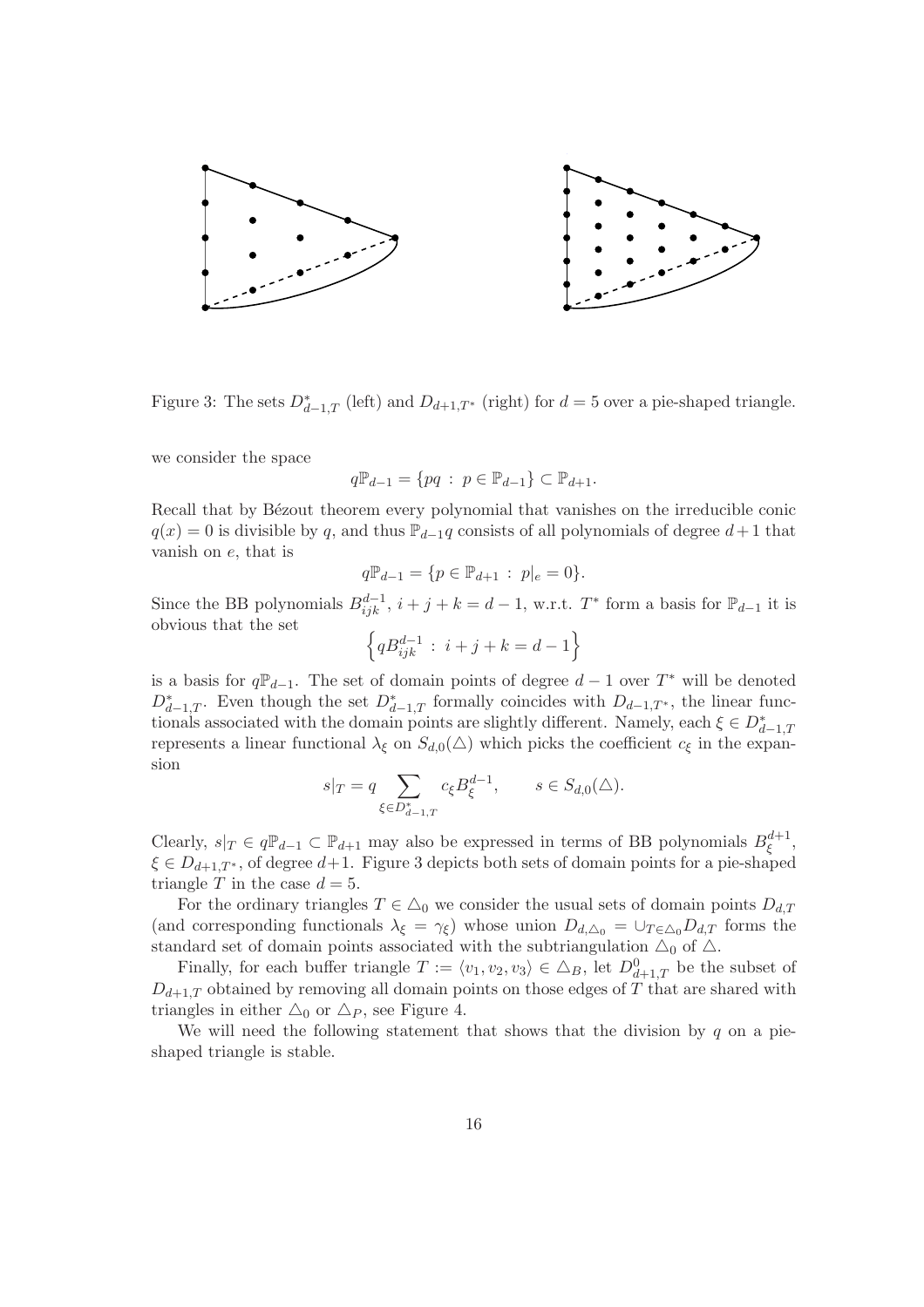Figure 3: The sets $D^*_{d-1,T}$ (left) and $D_{d+1,T^*}$ (right) for $d = 5$ over a pie-shaped triangle.

we consider the space

$$q\mathbb{P}_{d-1} = \{pq \, : \, p \in \mathbb{P}_{d-1}\} \subset \mathbb{P}_{d+1}.$$

Recall that by Bézout theorem every polynomial that vanishes on the irreducible conic $q(x) = 0$ is divisible by $q$, and thus $\mathbb{P}_{d-1}q$ consists of all polynomials of degree $d+1$ that vanish on $e$, that is

$$q\mathbb{P}_{d-1} = \{p \in \mathbb{P}_{d+1} \, : \, p|_e = 0\}.$$

Since the BB polynomials $B^{d-1}_{ijk}$, $i + j + k = d - 1$, w.r.t. $T^*$ form a basis for $\mathbb{P}_{d-1}$ it is obvious that the set

$$\left\{ qB^{d-1}_{ijk} \, : \, i + j + k = d - 1 \right\}$$

is a basis for $q\mathbb{P}_{d-1}$. The set of domain points of degree $d - 1$ over $T^*$ will be denoted $D^*_{d-1,T}$. Even though the set $D^*_{d-1,T}$ formally coincides with $D_{d-1,T^*}$, the linear functionals associated with the domain points are slightly different. Namely, each $\xi \in D^*_{d-1,T}$ represents a linear functional $\lambda_\xi$ on $S_{d,0}(\triangle)$ which picks the coefficient $c_\xi$ in the expansion

$$s|_T = q \sum_{\xi \in D^*_{d-1,T}} c_\xi B^{d-1}_\xi, \qquad s \in S_{d,0}(\triangle).$$

Clearly, $s|_T \in q\mathbb{P}_{d-1} \subset \mathbb{P}_{d+1}$ may also be expressed in terms of BB polynomials $B^{d+1}_\xi$, $\xi \in D_{d+1,T^*}$, of degree $d+1$. Figure 3 depicts both sets of domain points for a pie-shaped triangle $T$ in the case $d = 5$.

For the ordinary triangles $T \in \triangle_0$ we consider the usual sets of domain points $D_{d,T}$ (and corresponding functionals $\lambda_\xi = \gamma_\xi$) whose union $D_{d,\triangle_0} = \cup_{T \in \triangle_0} D_{d,T}$ forms the standard set of domain points associated with the subtriangulation $\triangle_0$ of $\triangle$.

Finally, for each buffer triangle $T := \langle v_1, v_2, v_3 \rangle \in \triangle_B$, let $D^0_{d+1,T}$ be the subset of $D_{d+1,T}$ obtained by removing all domain points on those edges of $T$ that are shared with triangles in either $\triangle_0$ or $\triangle_P$, see Figure 4.

We will need the following statement that shows that the division by $q$ on a pie-shaped triangle is stable.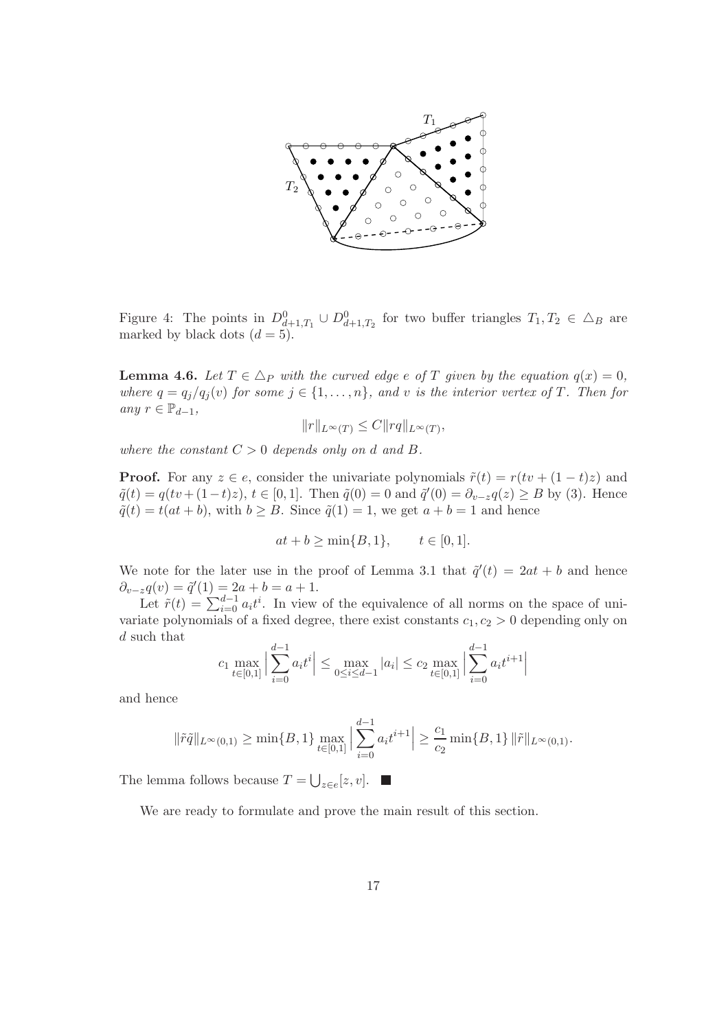Figure 4: The points in $D^0_{d+1,T_1} \cup D^0_{d+1,T_2}$ for two buffer triangles $T_1, T_2 \in \triangle_B$ are marked by black dots ($d = 5$).

**Lemma 4.6.** *Let $T \in \triangle_P$ with the curved edge $e$ of $T$ given by the equation $q(x) = 0$, where $q = q_j/q_j(v)$ for some $j \in \{1, \ldots, n\}$, and $v$ is the interior vertex of $T$. Then for any $r \in \mathbb{P}_{d-1}$,*

$$\|r\|_{L^\infty(T)} \leq C\|rq\|_{L^\infty(T)},$$

*where the constant $C > 0$ depends only on $d$ and $B$.*

**Proof.** For any $z \in e$, consider the univariate polynomials $\tilde{r}(t) = r(tv + (1-t)z)$ and $\tilde{q}(t) = q(tv + (1-t)z)$, $t \in [0, 1]$. Then $\tilde{q}(0) = 0$ and $\tilde{q}'(0) = \partial_{v-z}q(z) \geq B$ by (3). Hence $\tilde{q}(t) = t(at + b)$, with $b \geq B$. Since $\tilde{q}(1) = 1$, we get $a + b = 1$ and hence

$$at + b \geq \min\{B, 1\}, \qquad t \in [0, 1].$$

We note for the later use in the proof of Lemma 3.1 that $\tilde{q}'(t) = 2at + b$ and hence $\partial_{v-z}q(v) = \tilde{q}'(1) = 2a + b = a + 1$.

Let $\tilde{r}(t) = \sum_{i=0}^{d-1} a_i t^i$. In view of the equivalence of all norms on the space of univariate polynomials of a fixed degree, there exist constants $c_1, c_2 > 0$ depending only on $d$ such that

$$c_1 \max_{t\in[0,1]} \Big| \sum_{i=0}^{d-1} a_i t^i \Big| \leq \max_{0\leq i\leq d-1} |a_i| \leq c_2 \max_{t\in[0,1]} \Big| \sum_{i=0}^{d-1} a_i t^{i+1} \Big|$$

and hence

$$\|\tilde{r}\tilde{q}\|_{L^\infty(0,1)} \geq \min\{B, 1\} \max_{t\in[0,1]} \Big| \sum_{i=0}^{d-1} a_i t^{i+1} \Big| \geq \frac{c_1}{c_2} \min\{B, 1\} \, \|\tilde{r}\|_{L^\infty(0,1)}.$$

The lemma follows because $T = \bigcup_{z\in e}[z, v]$. ■

We are ready to formulate and prove the main result of this section.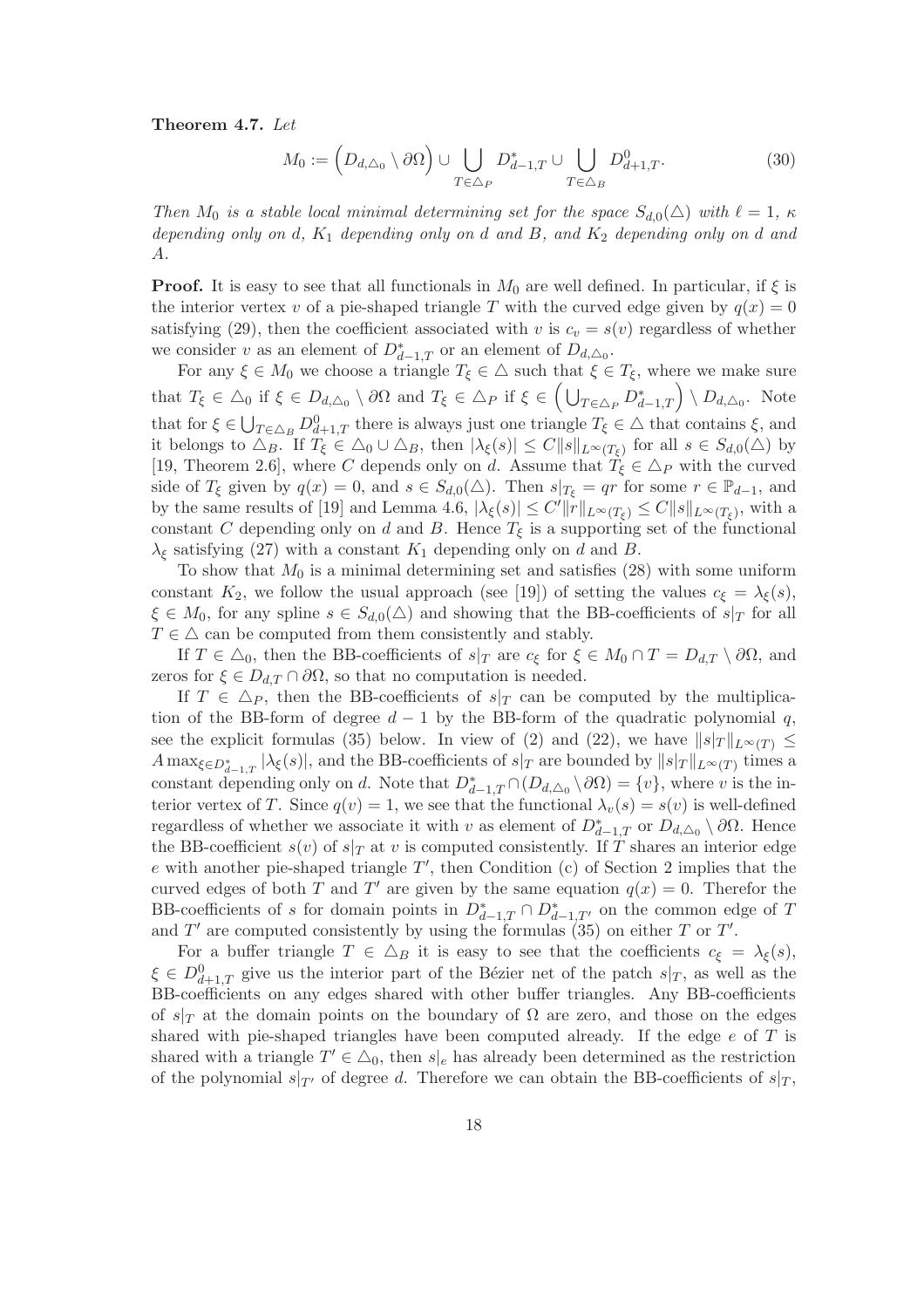**Theorem 4.7.** *Let*

$$M_0 := \Big(D_{d,\triangle_0} \setminus \partial\Omega\Big) \cup \bigcup_{T\in\triangle_P} D^*_{d-1,T} \cup \bigcup_{T\in\triangle_B} D^0_{d+1,T}. \tag{30}$$

*Then $M_0$ is a stable local minimal determining set for the space $S_{d,0}(\triangle)$ with $\ell = 1$, $\kappa$ depending only on $d$, $K_1$ depending only on $d$ and $B$, and $K_2$ depending only on $d$ and $A$.*

**Proof.** It is easy to see that all functionals in $M_0$ are well defined. In particular, if $\xi$ is the interior vertex $v$ of a pie-shaped triangle $T$ with the curved edge given by $q(x) = 0$ satisfying (29), then the coefficient associated with $v$ is $c_v = s(v)$ regardless of whether we consider $v$ as an element of $D^*_{d-1,T}$ or an element of $D_{d,\triangle_0}$.

For any $\xi \in M_0$ we choose a triangle $T_\xi \in \triangle$ such that $\xi \in T_\xi$, where we make sure that $T_\xi \in \triangle_0$ if $\xi \in D_{d,\triangle_0} \setminus \partial\Omega$ and $T_\xi \in \triangle_P$ if $\xi \in \Big(\bigcup_{T\in\triangle_P} D^*_{d-1,T}\Big) \setminus D_{d,\triangle_0}$. Note that for $\xi \in \bigcup_{T\in\triangle_B} D^0_{d+1,T}$ there is always just one triangle $T_\xi \in \triangle$ that contains $\xi$, and it belongs to $\triangle_B$. If $T_\xi \in \triangle_0 \cup \triangle_B$, then $|\lambda_\xi(s)| \le C\|s\|_{L^\infty(T_\xi)}$ for all $s \in S_{d,0}(\triangle)$ by [19, Theorem 2.6], where $C$ depends only on $d$. Assume that $T_\xi \in \triangle_P$ with the curved side of $T_\xi$ given by $q(x) = 0$, and $s \in S_{d,0}(\triangle)$. Then $s|_{T_\xi} = qr$ for some $r \in \mathbb{P}_{d-1}$, and by the same results of [19] and Lemma 4.6, $|\lambda_\xi(s)| \le C'\|r\|_{L^\infty(T_\xi)} \le C\|s\|_{L^\infty(T_\xi)}$, with a constant $C$ depending only on $d$ and $B$. Hence $T_\xi$ is a supporting set of the functional $\lambda_\xi$ satisfying (27) with a constant $K_1$ depending only on $d$ and $B$.

To show that $M_0$ is a minimal determining set and satisfies (28) with some uniform constant $K_2$, we follow the usual approach (see [19]) of setting the values $c_\xi = \lambda_\xi(s)$, $\xi \in M_0$, for any spline $s \in S_{d,0}(\triangle)$ and showing that the BB-coefficients of $s|_T$ for all $T \in \triangle$ can be computed from them consistently and stably.

If $T \in \triangle_0$, then the BB-coefficients of $s|_T$ are $c_\xi$ for $\xi \in M_0 \cap T = D_{d,T} \setminus \partial\Omega$, and zeros for $\xi \in D_{d,T} \cap \partial\Omega$, so that no computation is needed.

If $T \in \triangle_P$, then the BB-coefficients of $s|_T$ can be computed by the multiplication of the BB-form of degree $d-1$ by the BB-form of the quadratic polynomial $q$, see the explicit formulas (35) below. In view of (2) and (22), we have $\|s|_T\|_{L^\infty(T)} \le A\max_{\xi\in D^*_{d-1,T}} |\lambda_\xi(s)|$, and the BB-coefficients of $s|_T$ are bounded by $\|s|_T\|_{L^\infty(T)}$ times a constant depending only on $d$. Note that $D^*_{d-1,T} \cap (D_{d,\triangle_0} \setminus \partial\Omega) = \{v\}$, where $v$ is the interior vertex of $T$. Since $q(v) = 1$, we see that the functional $\lambda_v(s) = s(v)$ is well-defined regardless of whether we associate it with $v$ as element of $D^*_{d-1,T}$ or $D_{d,\triangle_0} \setminus \partial\Omega$. Hence the BB-coefficient $s(v)$ of $s|_T$ at $v$ is computed consistently. If $T$ shares an interior edge $e$ with another pie-shaped triangle $T'$, then Condition (c) of Section 2 implies that the curved edges of both $T$ and $T'$ are given by the same equation $q(x) = 0$. Therefor the BB-coefficients of $s$ for domain points in $D^*_{d-1,T} \cap D^*_{d-1,T'}$ on the common edge of $T$ and $T'$ are computed consistently by using the formulas (35) on either $T$ or $T'$.

For a buffer triangle $T \in \triangle_B$ it is easy to see that the coefficients $c_\xi = \lambda_\xi(s)$, $\xi \in D^0_{d+1,T}$ give us the interior part of the Bézier net of the patch $s|_T$, as well as the BB-coefficients on any edges shared with other buffer triangles. Any BB-coefficients of $s|_T$ at the domain points on the boundary of $\Omega$ are zero, and those on the edges shared with pie-shaped triangles have been computed already. If the edge $e$ of $T$ is shared with a triangle $T' \in \triangle_0$, then $s|_e$ has already been determined as the restriction of the polynomial $s|_{T'}$ of degree $d$. Therefore we can obtain the BB-coefficients of $s|_T$,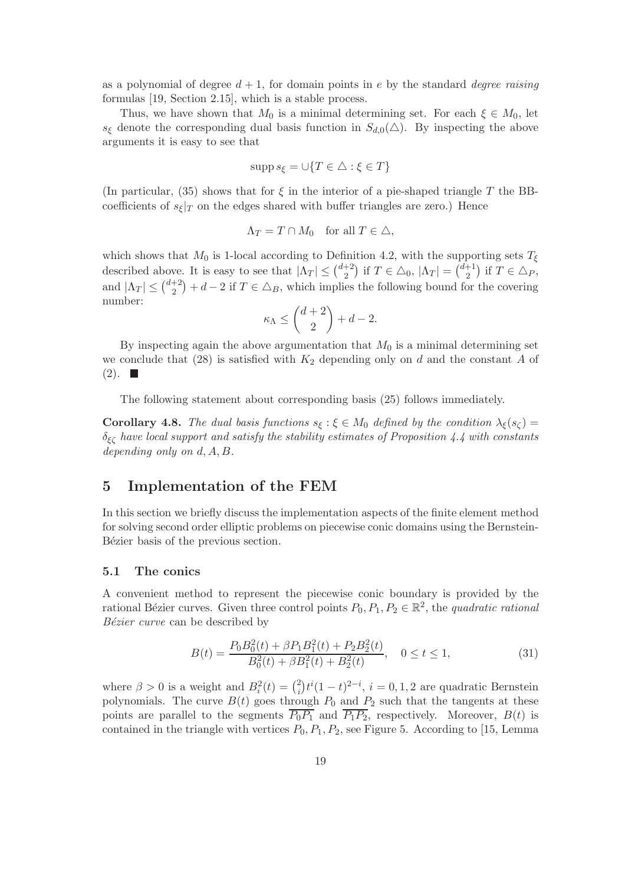as a polynomial of degree $d+1$, for domain points in $e$ by the standard *degree raising* formulas [19, Section 2.15], which is a stable process.

Thus, we have shown that $M_0$ is a minimal determining set. For each $\xi \in M_0$, let $s_\xi$ denote the corresponding dual basis function in $S_{d,0}(\triangle)$. By inspecting the above arguments it is easy to see that

$$\operatorname{supp} s_\xi = \cup\{T \in \triangle : \xi \in T\}$$

(In particular, (35) shows that for $\xi$ in the interior of a pie-shaped triangle $T$ the BB-coefficients of $s_\xi|_T$ on the edges shared with buffer triangles are zero.) Hence

$$\Lambda_T = T \cap M_0 \quad \text{for all } T \in \triangle,$$

which shows that $M_0$ is 1-local according to Definition 4.2, with the supporting sets $T_\xi$ described above. It is easy to see that $|\Lambda_T| \leq \binom{d+2}{2}$ if $T \in \triangle_0$, $|\Lambda_T| = \binom{d+1}{2}$ if $T \in \triangle_P$, and $|\Lambda_T| \leq \binom{d+2}{2} + d - 2$ if $T \in \triangle_B$, which implies the following bound for the covering number:

$$\kappa_\Lambda \leq \binom{d+2}{2} + d - 2.$$

By inspecting again the above argumentation that $M_0$ is a minimal determining set we conclude that (28) is satisfied with $K_2$ depending only on $d$ and the constant $A$ of (2). ■

The following statement about corresponding basis (25) follows immediately.

**Corollary 4.8.** *The dual basis functions $s_\xi : \xi \in M_0$ defined by the condition $\lambda_\xi(s_\zeta) = \delta_{\xi\zeta}$ have local support and satisfy the stability estimates of Proposition 4.4 with constants depending only on $d, A, B$.*

## 5 Implementation of the FEM

In this section we briefly discuss the implementation aspects of the finite element method for solving second order elliptic problems on piecewise conic domains using the Bernstein-Bézier basis of the previous section.

### 5.1 The conics

A convenient method to represent the piecewise conic boundary is provided by the rational Bézier curves. Given three control points $P_0, P_1, P_2 \in \mathbb{R}^2$, the *quadratic rational Bézier curve* can be described by

$$B(t) = \frac{P_0 B_0^2(t) + \beta P_1 B_1^2(t) + P_2 B_2^2(t)}{B_0^2(t) + \beta B_1^2(t) + B_2^2(t)}, \quad 0 \leq t \leq 1, \tag{31}$$

where $\beta > 0$ is a weight and $B_i^2(t) = \binom{2}{i} t^i (1-t)^{2-i}$, $i = 0, 1, 2$ are quadratic Bernstein polynomials. The curve $B(t)$ goes through $P_0$ and $P_2$ such that the tangents at these points are parallel to the segments $\overline{P_0P_1}$ and $\overline{P_1P_2}$, respectively. Moreover, $B(t)$ is contained in the triangle with vertices $P_0, P_1, P_2$, see Figure 5. According to [15, Lemma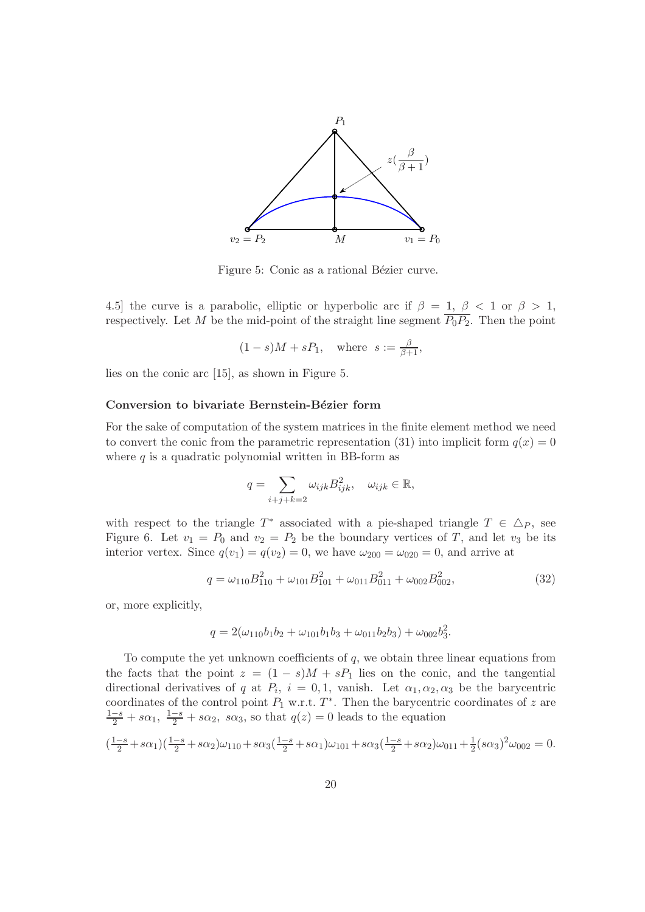Figure 5: Conic as a rational Bézier curve.

4.5] the curve is a parabolic, elliptic or hyperbolic arc if $\beta = 1$, $\beta < 1$ or $\beta > 1$, respectively. Let $M$ be the mid-point of the straight line segment $\overline{P_0P_2}$. Then the point

$$(1-s)M + sP_1, \quad \text{where } \; s := \tfrac{\beta}{\beta+1},$$

lies on the conic arc [15], as shown in Figure 5.

#### Conversion to bivariate Bernstein-Bézier form

For the sake of computation of the system matrices in the finite element method we need to convert the conic from the parametric representation (31) into implicit form $q(x) = 0$ where $q$ is a quadratic polynomial written in BB-form as

$$q = \sum_{i+j+k=2} \omega_{ijk} B^2_{ijk}, \quad \omega_{ijk} \in \mathbb{R},$$

with respect to the triangle $T^*$ associated with a pie-shaped triangle $T \in \triangle_P$, see Figure 6. Let $v_1 = P_0$ and $v_2 = P_2$ be the boundary vertices of $T$, and let $v_3$ be its interior vertex. Since $q(v_1) = q(v_2) = 0$, we have $\omega_{200} = \omega_{020} = 0$, and arrive at

$$q = \omega_{110} B^2_{110} + \omega_{101} B^2_{101} + \omega_{011} B^2_{011} + \omega_{002} B^2_{002}, \tag{32}$$

or, more explicitly,

$$q = 2(\omega_{110} b_1 b_2 + \omega_{101} b_1 b_3 + \omega_{011} b_2 b_3) + \omega_{002} b_3^2.$$

To compute the yet unknown coefficients of $q$, we obtain three linear equations from the facts that the point $z = (1-s)M + sP_1$ lies on the conic, and the tangential directional derivatives of $q$ at $P_i$, $i = 0, 1$, vanish. Let $\alpha_1, \alpha_2, \alpha_3$ be the barycentric coordinates of the control point $P_1$ w.r.t. $T^*$. Then the barycentric coordinates of $z$ are $\frac{1-s}{2} + s\alpha_1$, $\frac{1-s}{2} + s\alpha_2$, $s\alpha_3$, so that $q(z) = 0$ leads to the equation

$$(\tfrac{1-s}{2} + s\alpha_1)(\tfrac{1-s}{2} + s\alpha_2)\omega_{110} + s\alpha_3(\tfrac{1-s}{2} + s\alpha_1)\omega_{101} + s\alpha_3(\tfrac{1-s}{2} + s\alpha_2)\omega_{011} + \tfrac{1}{2}(s\alpha_3)^2\omega_{002} = 0.$$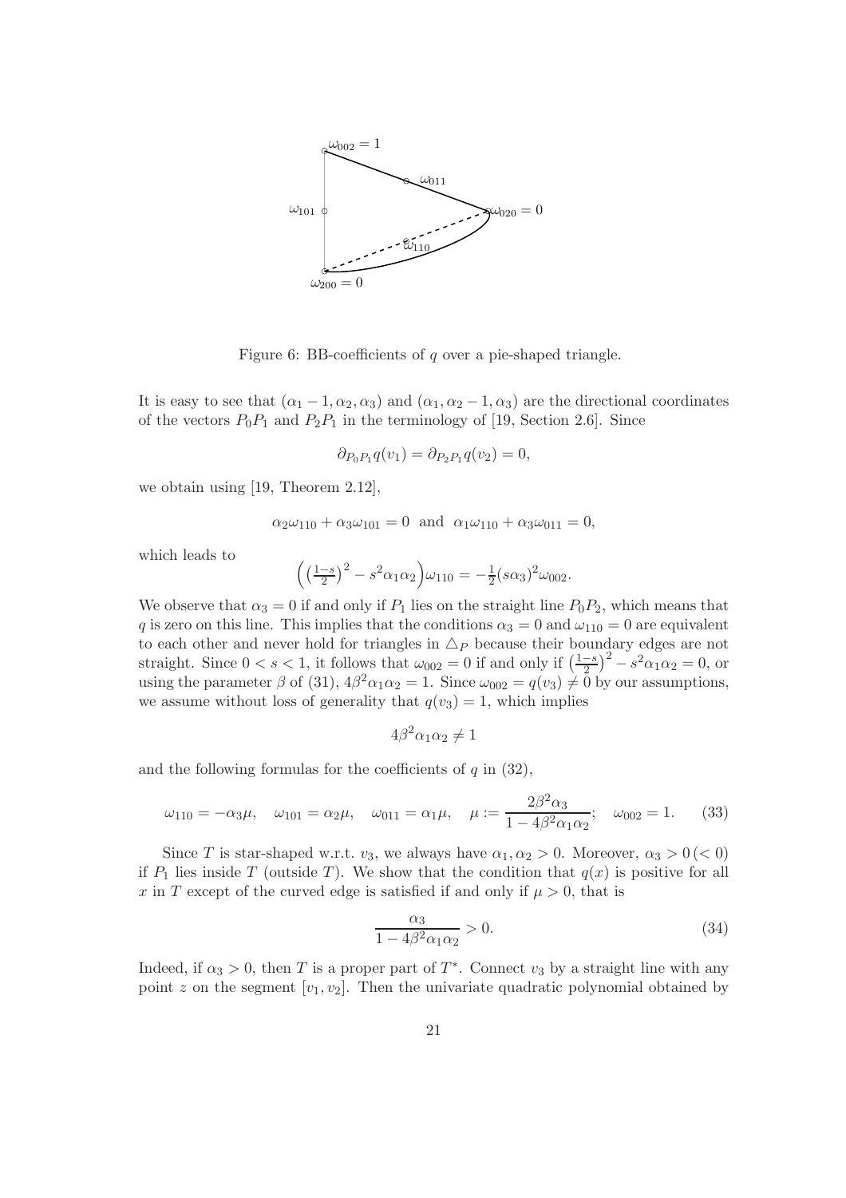Figure 6: BB-coefficients of $q$ over a pie-shaped triangle.

It is easy to see that $(\alpha_1 - 1, \alpha_2, \alpha_3)$ and $(\alpha_1, \alpha_2 - 1, \alpha_3)$ are the directional coordinates of the vectors $P_0P_1$ and $P_2P_1$ in the terminology of [19, Section 2.6]. Since

$$\partial_{P_0P_1} q(v_1) = \partial_{P_2P_1} q(v_2) = 0,$$

we obtain using [19, Theorem 2.12],

$$\alpha_2 \omega_{110} + \alpha_3 \omega_{101} = 0 \quad \text{and} \quad \alpha_1 \omega_{110} + \alpha_3 \omega_{011} = 0,$$

which leads to

$$\Big( \big(\tfrac{1-s}{2}\big)^2 - s^2 \alpha_1 \alpha_2 \Big) \omega_{110} = -\tfrac{1}{2} (s\alpha_3)^2 \omega_{002}.$$

We observe that $\alpha_3 = 0$ if and only if $P_1$ lies on the straight line $P_0P_2$, which means that $q$ is zero on this line. This implies that the conditions $\alpha_3 = 0$ and $\omega_{110} = 0$ are equivalent to each other and never hold for triangles in $\triangle_P$ because their boundary edges are not straight. Since $0 < s < 1$, it follows that $\omega_{002} = 0$ if and only if $\big(\frac{1-s}{2}\big)^2 - s^2 \alpha_1 \alpha_2 = 0$, or using the parameter $\beta$ of (31), $4\beta^2 \alpha_1 \alpha_2 = 1$. Since $\omega_{002} = q(v_3) \neq 0$ by our assumptions, we assume without loss of generality that $q(v_3) = 1$, which implies

$$4\beta^2 \alpha_1 \alpha_2 \neq 1$$

and the following formulas for the coefficients of $q$ in (32),

$$\omega_{110} = -\alpha_3 \mu, \quad \omega_{101} = \alpha_2 \mu, \quad \omega_{011} = \alpha_1 \mu, \quad \mu := \frac{2\beta^2 \alpha_3}{1 - 4\beta^2 \alpha_1 \alpha_2}; \quad \omega_{002} = 1. \tag{33}$$

Since $T$ is star-shaped w.r.t. $v_3$, we always have $\alpha_1, \alpha_2 > 0$. Moreover, $\alpha_3 > 0\,(< 0)$ if $P_1$ lies inside $T$ (outside $T$). We show that the condition that $q(x)$ is positive for all $x$ in $T$ except of the curved edge is satisfied if and only if $\mu > 0$, that is

$$\frac{\alpha_3}{1 - 4\beta^2 \alpha_1 \alpha_2} > 0. \tag{34}$$

Indeed, if $\alpha_3 > 0$, then $T$ is a proper part of $T^*$. Connect $v_3$ by a straight line with any point $z$ on the segment $[v_1, v_2]$. Then the univariate quadratic polynomial obtained by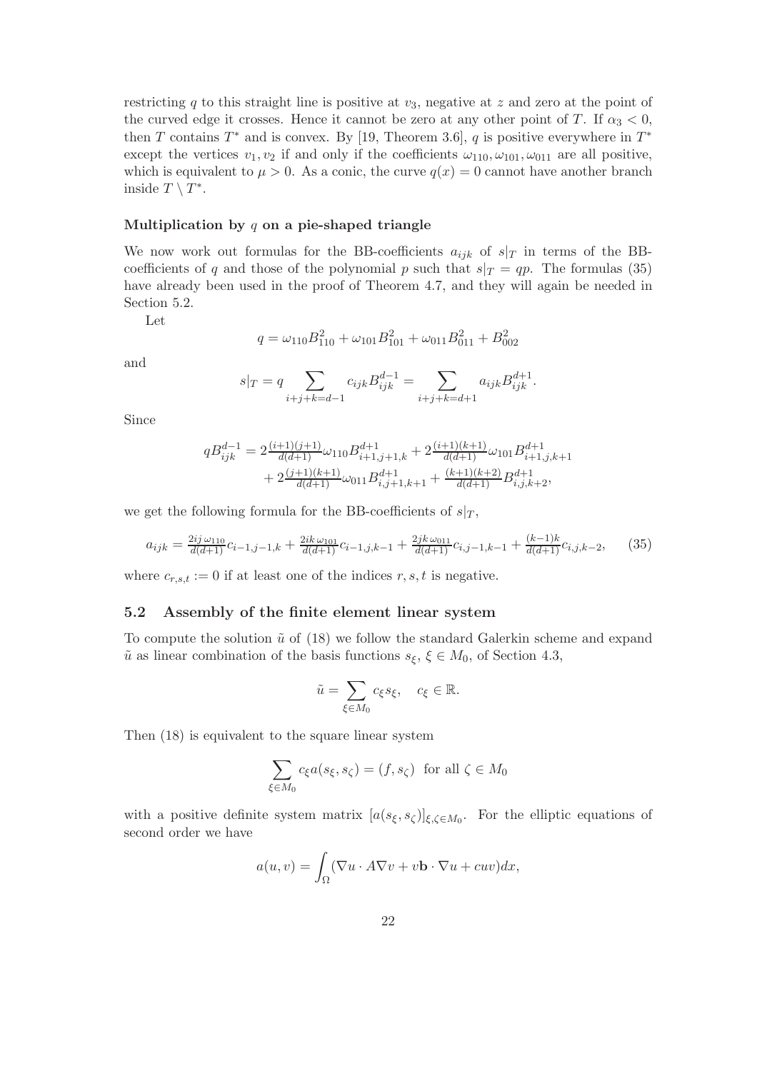restricting $q$ to this straight line is positive at $v_3$, negative at $z$ and zero at the point of the curved edge it crosses. Hence it cannot be zero at any other point of $T$. If $\alpha_3 < 0$, then $T$ contains $T^*$ and is convex. By [19, Theorem 3.6], $q$ is positive everywhere in $T^*$ except the vertices $v_1, v_2$ if and only if the coefficients $\omega_{110}, \omega_{101}, \omega_{011}$ are all positive, which is equivalent to $\mu > 0$. As a conic, the curve $q(x) = 0$ cannot have another branch inside $T \setminus T^*$.

#### Multiplication by $q$ on a pie-shaped triangle

We now work out formulas for the BB-coefficients $a_{ijk}$ of $s|_T$ in terms of the BB-coefficients of $q$ and those of the polynomial $p$ such that $s|_T = qp$. The formulas (35) have already been used in the proof of Theorem 4.7, and they will again be needed in Section 5.2.

Let

$$q = \omega_{110} B^2_{110} + \omega_{101} B^2_{101} + \omega_{011} B^2_{011} + B^2_{002}$$

and

$$s|_T = q \sum_{i+j+k=d-1} c_{ijk} B^{d-1}_{ijk} = \sum_{i+j+k=d+1} a_{ijk} B^{d+1}_{ijk}.$$

Since

$$qB^{d-1}_{ijk} = 2\tfrac{(i+1)(j+1)}{d(d+1)}\omega_{110} B^{d+1}_{i+1,j+1,k} + 2\tfrac{(i+1)(k+1)}{d(d+1)}\omega_{101} B^{d+1}_{i+1,j,k+1} + 2\tfrac{(j+1)(k+1)}{d(d+1)}\omega_{011} B^{d+1}_{i,j+1,k+1} + \tfrac{(k+1)(k+2)}{d(d+1)} B^{d+1}_{i,j,k+2},$$

we get the following formula for the BB-coefficients of $s|_T$,

$$a_{ijk} = \tfrac{2ij\,\omega_{110}}{d(d+1)} c_{i-1,j-1,k} + \tfrac{2ik\,\omega_{101}}{d(d+1)} c_{i-1,j,k-1} + \tfrac{2jk\,\omega_{011}}{d(d+1)} c_{i,j-1,k-1} + \tfrac{(k-1)k}{d(d+1)} c_{i,j,k-2}, \qquad (35)$$

where $c_{r,s,t} := 0$ if at least one of the indices $r, s, t$ is negative.

### 5.2 Assembly of the finite element linear system

To compute the solution $\tilde{u}$ of (18) we follow the standard Galerkin scheme and expand $\tilde{u}$ as linear combination of the basis functions $s_\xi$, $\xi \in M_0$, of Section 4.3,

$$\tilde{u} = \sum_{\xi \in M_0} c_\xi s_\xi, \quad c_\xi \in \mathbb{R}.$$

Then (18) is equivalent to the square linear system

$$\sum_{\xi \in M_0} c_\xi a(s_\xi, s_\zeta) = (f, s_\zeta) \ \text{ for all } \zeta \in M_0$$

with a positive definite system matrix $[a(s_\xi, s_\zeta)]_{\xi,\zeta \in M_0}$. For the elliptic equations of second order we have

$$a(u, v) = \int_\Omega (\nabla u \cdot A \nabla v + v\mathbf{b} \cdot \nabla u + cuv) dx,$$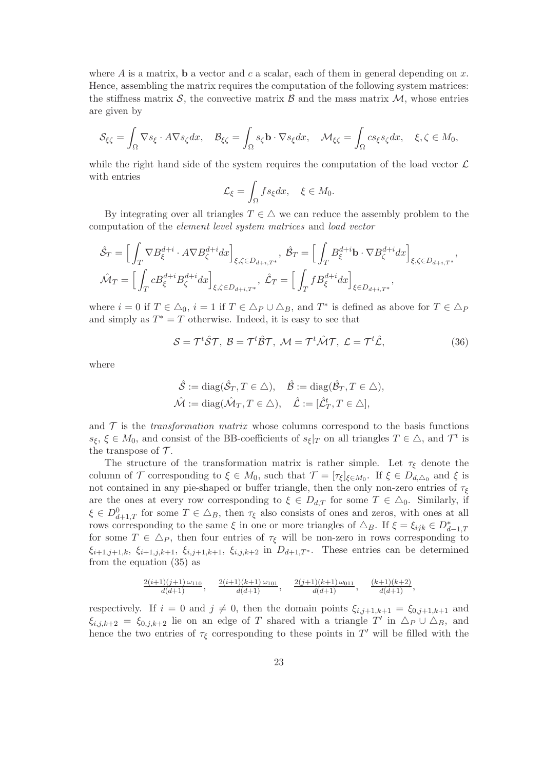where $A$ is a matrix, $\mathbf{b}$ a vector and $c$ a scalar, each of them in general depending on $x$. Hence, assembling the matrix requires the computation of the following system matrices: the stiffness matrix $\mathcal{S}$, the convective matrix $\mathcal{B}$ and the mass matrix $\mathcal{M}$, whose entries are given by

$$\mathcal{S}_{\xi\zeta} = \int_\Omega \nabla s_\xi \cdot A \nabla s_\zeta dx, \quad \mathcal{B}_{\xi\zeta} = \int_\Omega s_\zeta \mathbf{b} \cdot \nabla s_\xi dx, \quad \mathcal{M}_{\xi\zeta} = \int_\Omega c s_\xi s_\zeta dx, \quad \xi, \zeta \in M_0,$$

while the right hand side of the system requires the computation of the load vector $\mathcal{L}$ with entries

$$\mathcal{L}_\xi = \int_\Omega f s_\xi dx, \quad \xi \in M_0.$$

By integrating over all triangles $T \in \triangle$ we can reduce the assembly problem to the computation of the *element level system matrices* and *load vector*

$$\hat{\mathcal{S}}_T = \Big[ \int_T \nabla B_\xi^{d+i} \cdot A \nabla B_\zeta^{d+i} dx \Big]_{\xi,\zeta \in D_{d+i,T^*}}, \ \hat{\mathcal{B}}_T = \Big[ \int_T B_\xi^{d+i} \mathbf{b} \cdot \nabla B_\zeta^{d+i} dx \Big]_{\xi,\zeta \in D_{d+i,T^*}},$$
$$\hat{\mathcal{M}}_T = \Big[ \int_T c B_\xi^{d+i} B_\zeta^{d+i} dx \Big]_{\xi,\zeta \in D_{d+i,T^*}}, \ \hat{\mathcal{L}}_T = \Big[ \int_T f B_\xi^{d+i} dx \Big]_{\xi \in D_{d+i,T^*}},$$

where $i = 0$ if $T \in \triangle_0$, $i = 1$ if $T \in \triangle_P \cup \triangle_B$, and $T^*$ is defined as above for $T \in \triangle_P$ and simply as $T^* = T$ otherwise. Indeed, it is easy to see that

$$\mathcal{S} = \mathcal{T}^t \hat{\mathcal{S}} \mathcal{T}, \ \mathcal{B} = \mathcal{T}^t \hat{\mathcal{B}} \mathcal{T}, \ \mathcal{M} = \mathcal{T}^t \hat{\mathcal{M}} \mathcal{T}, \ \mathcal{L} = \mathcal{T}^t \hat{\mathcal{L}}, \tag{36}$$

where

$$\hat{\mathcal{S}} := \operatorname{diag}(\hat{\mathcal{S}}_T, T \in \triangle), \quad \hat{\mathcal{B}} := \operatorname{diag}(\hat{\mathcal{B}}_T, T \in \triangle),$$
$$\hat{\mathcal{M}} := \operatorname{diag}(\hat{\mathcal{M}}_T, T \in \triangle), \quad \hat{\mathcal{L}} := [\hat{\mathcal{L}}_T^t, T \in \triangle],$$

and $\mathcal{T}$ is the *transformation matrix* whose columns correspond to the basis functions $s_\xi$, $\xi \in M_0$, and consist of the BB-coefficients of $s_\xi|_T$ on all triangles $T \in \triangle$, and $\mathcal{T}^t$ is the transpose of $\mathcal{T}$.

The structure of the transformation matrix is rather simple. Let $\tau_\xi$ denote the column of $\mathcal{T}$ corresponding to $\xi \in M_0$, such that $\mathcal{T} = [\tau_\xi]_{\xi \in M_0}$. If $\xi \in D_{d,\triangle_0}$ and $\xi$ is not contained in any pie-shaped or buffer triangle, then the only non-zero entries of $\tau_\xi$ are the ones at every row corresponding to $\xi \in D_{d,T}$ for some $T \in \triangle_0$. Similarly, if $\xi \in D_{d+1,T}^0$ for some $T \in \triangle_B$, then $\tau_\xi$ also consists of ones and zeros, with ones at all rows corresponding to the same $\xi$ in one or more triangles of $\triangle_B$. If $\xi = \xi_{ijk} \in D_{d-1,T}^*$ for some $T \in \triangle_P$, then four entries of $\tau_\xi$ will be non-zero in rows corresponding to $\xi_{i+1,j+1,k}$, $\xi_{i+1,j,k+1}$, $\xi_{i,j+1,k+1}$, $\xi_{i,j,k+2}$ in $D_{d+1,T^*}$. These entries can be determined from the equation (35) as

$$\tfrac{2(i+1)(j+1)\,\omega_{110}}{d(d+1)}, \quad \tfrac{2(i+1)(k+1)\,\omega_{101}}{d(d+1)}, \quad \tfrac{2(j+1)(k+1)\,\omega_{011}}{d(d+1)}, \quad \tfrac{(k+1)(k+2)}{d(d+1)},$$

respectively. If $i = 0$ and $j \neq 0$, then the domain points $\xi_{i,j+1,k+1} = \xi_{0,j+1,k+1}$ and $\xi_{i,j,k+2} = \xi_{0,j,k+2}$ lie on an edge of $T$ shared with a triangle $T'$ in $\triangle_P \cup \triangle_B$, and hence the two entries of $\tau_\xi$ corresponding to these points in $T'$ will be filled with the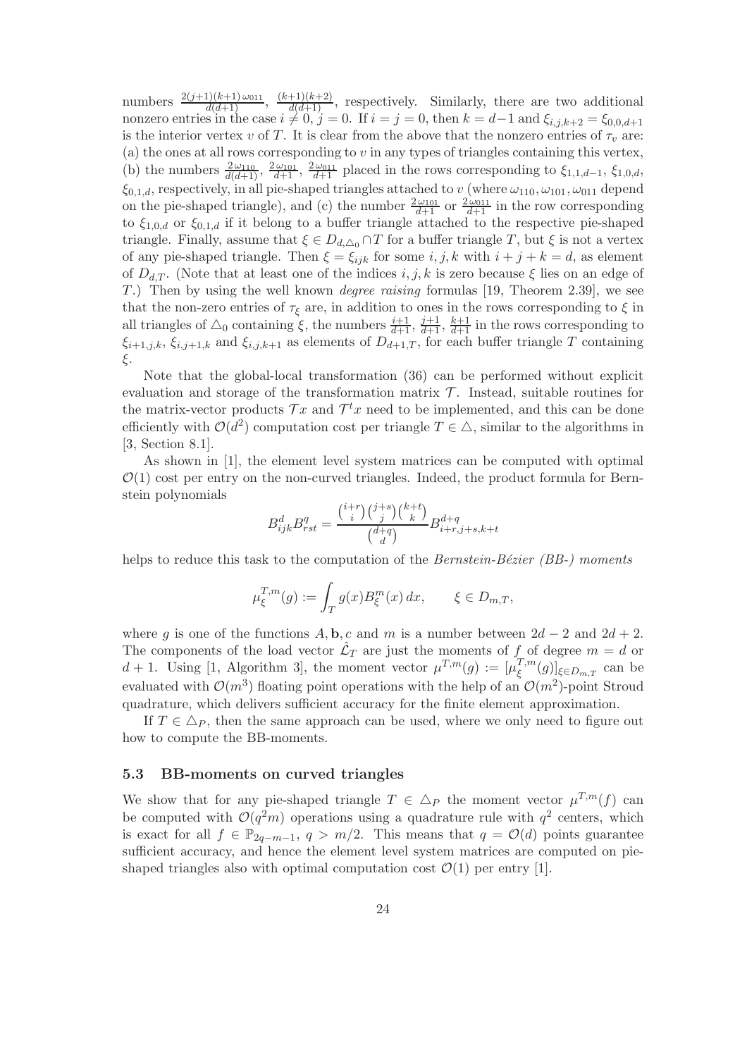numbers $\frac{2(j+1)(k+1)\,\omega_{011}}{d(d+1)}$, $\frac{(k+1)(k+2)}{d(d+1)}$, respectively. Similarly, there are two additional nonzero entries in the case $i \neq 0$, $j = 0$. If $i = j = 0$, then $k = d-1$ and $\xi_{i,j,k+2} = \xi_{0,0,d+1}$ is the interior vertex $v$ of $T$. It is clear from the above that the nonzero entries of $\tau_v$ are: (a) the ones at all rows corresponding to $v$ in any types of triangles containing this vertex, (b) the numbers $\frac{2\,\omega_{110}}{d(d+1)}$, $\frac{2\,\omega_{101}}{d+1}$, $\frac{2\,\omega_{011}}{d+1}$ placed in the rows corresponding to $\xi_{1,1,d-1}$, $\xi_{1,0,d}$, $\xi_{0,1,d}$, respectively, in all pie-shaped triangles attached to $v$ (where $\omega_{110}, \omega_{101}, \omega_{011}$ depend on the pie-shaped triangle), and (c) the number $\frac{2\,\omega_{101}}{d+1}$ or $\frac{2\,\omega_{011}}{d+1}$ in the row corresponding to $\xi_{1,0,d}$ or $\xi_{0,1,d}$ if it belong to a buffer triangle attached to the respective pie-shaped triangle. Finally, assume that $\xi \in D_{d,\triangle_0} \cap T$ for a buffer triangle $T$, but $\xi$ is not a vertex of any pie-shaped triangle. Then $\xi = \xi_{ijk}$ for some $i, j, k$ with $i + j + k = d$, as element of $D_{d,T}$. (Note that at least one of the indices $i, j, k$ is zero because $\xi$ lies on an edge of $T$.) Then by using the well known *degree raising* formulas [19, Theorem 2.39], we see that the non-zero entries of $\tau_\xi$ are, in addition to ones in the rows corresponding to $\xi$ in all triangles of $\triangle_0$ containing $\xi$, the numbers $\frac{i+1}{d+1}$, $\frac{j+1}{d+1}$, $\frac{k+1}{d+1}$ in the rows corresponding to $\xi_{i+1,j,k}$, $\xi_{i,j+1,k}$ and $\xi_{i,j,k+1}$ as elements of $D_{d+1,T}$, for each buffer triangle $T$ containing $\xi$.

Note that the global-local transformation (36) can be performed without explicit evaluation and storage of the transformation matrix $\mathcal{T}$. Instead, suitable routines for the matrix-vector products $\mathcal{T}x$ and $\mathcal{T}^t x$ need to be implemented, and this can be done efficiently with $\mathcal{O}(d^2)$ computation cost per triangle $T \in \triangle$, similar to the algorithms in [3, Section 8.1].

As shown in [1], the element level system matrices can be computed with optimal $\mathcal{O}(1)$ cost per entry on the non-curved triangles. Indeed, the product formula for Bernstein polynomials

$$B^d_{ijk} B^q_{rst} = \frac{\binom{i+r}{i}\binom{j+s}{j}\binom{k+t}{k}}{\binom{d+q}{d}} B^{d+q}_{i+r,j+s,k+t}$$

helps to reduce this task to the computation of the *Bernstein-Bézier (BB-) moments*

$$\mu^{T,m}_\xi(g) := \int_T g(x) B^m_\xi(x)\, dx, \qquad \xi \in D_{m,T},$$

where $g$ is one of the functions $A, \mathbf{b}, c$ and $m$ is a number between $2d-2$ and $2d+2$. The components of the load vector $\hat{\mathcal{L}}_T$ are just the moments of $f$ of degree $m = d$ or $d+1$. Using [1, Algorithm 3], the moment vector $\mu^{T,m}(g) := [\mu^{T,m}_\xi(g)]_{\xi \in D_{m,T}}$ can be evaluated with $\mathcal{O}(m^3)$ floating point operations with the help of an $\mathcal{O}(m^2)$-point Stroud quadrature, which delivers sufficient accuracy for the finite element approximation.

If $T \in \triangle_P$, then the same approach can be used, where we only need to figure out how to compute the BB-moments.

### 5.3 BB-moments on curved triangles

We show that for any pie-shaped triangle $T \in \triangle_P$ the moment vector $\mu^{T,m}(f)$ can be computed with $\mathcal{O}(q^2 m)$ operations using a quadrature rule with $q^2$ centers, which is exact for all $f \in \mathbb{P}_{2q-m-1}$, $q > m/2$. This means that $q = \mathcal{O}(d)$ points guarantee sufficient accuracy, and hence the element level system matrices are computed on pie-shaped triangles also with optimal computation cost $\mathcal{O}(1)$ per entry [1].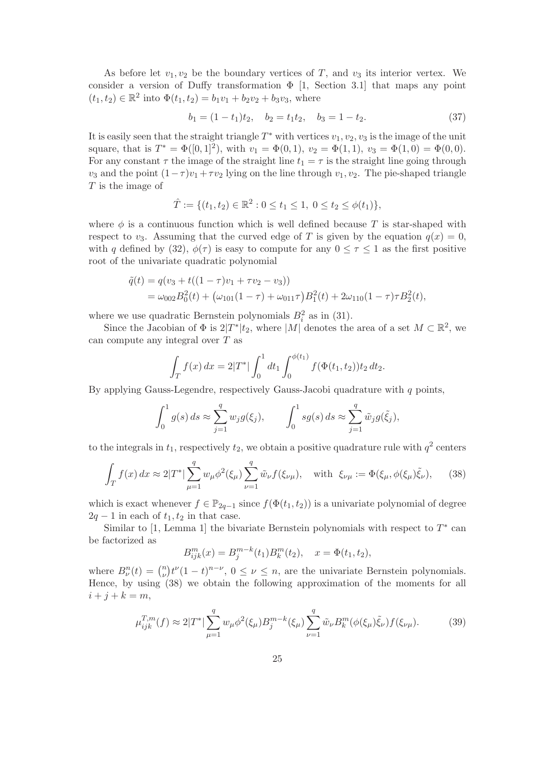As before let $v_1, v_2$ be the boundary vertices of $T$, and $v_3$ its interior vertex. We consider a version of Duffy transformation $\Phi$ [1, Section 3.1] that maps any point $(t_1, t_2) \in \mathbb{R}^2$ into $\Phi(t_1, t_2) = b_1 v_1 + b_2 v_2 + b_3 v_3$, where

$$b_1 = (1 - t_1) t_2, \quad b_2 = t_1 t_2, \quad b_3 = 1 - t_2. \tag{37}$$

It is easily seen that the straight triangle $T^*$ with vertices $v_1, v_2, v_3$ is the image of the unit square, that is $T^* = \Phi([0,1]^2)$, with $v_1 = \Phi(0,1)$, $v_2 = \Phi(1,1)$, $v_3 = \Phi(1,0) = \Phi(0,0)$. For any constant $\tau$ the image of the straight line $t_1 = \tau$ is the straight line going through $v_3$ and the point $(1-\tau)v_1 + \tau v_2$ lying on the line through $v_1, v_2$. The pie-shaped triangle $T$ is the image of

$$\hat{T} := \{(t_1, t_2) \in \mathbb{R}^2 : 0 \le t_1 \le 1,\ 0 \le t_2 \le \phi(t_1)\},$$

where $\phi$ is a continuous function which is well defined because $T$ is star-shaped with respect to $v_3$. Assuming that the curved edge of $T$ is given by the equation $q(x) = 0$, with $q$ defined by (32), $\phi(\tau)$ is easy to compute for any $0 \le \tau \le 1$ as the first positive root of the univariate quadratic polynomial

$$\begin{aligned}
\tilde{q}(t) &= q(v_3 + t((1-\tau)v_1 + \tau v_2 - v_3)) \\
&= \omega_{002} B_0^2(t) + \big(\omega_{101}(1-\tau) + \omega_{011}\tau\big) B_1^2(t) + 2\omega_{110}(1-\tau)\tau B_2^2(t),
\end{aligned}$$

where we use quadratic Bernstein polynomials $B_i^2$ as in (31).

Since the Jacobian of $\Phi$ is $2|T^*|t_2$, where $|M|$ denotes the area of a set $M \subset \mathbb{R}^2$, we can compute any integral over $T$ as

$$\int_T f(x)\,dx = 2|T^*| \int_0^1 dt_1 \int_0^{\phi(t_1)} f(\Phi(t_1, t_2)) t_2 \, dt_2.$$

By applying Gauss-Legendre, respectively Gauss-Jacobi quadrature with $q$ points,

$$\int_0^1 g(s)\,ds \approx \sum_{j=1}^q w_j g(\xi_j), \qquad \int_0^1 s g(s)\,ds \approx \sum_{j=1}^q \tilde{w}_j g(\tilde{\xi}_j),$$

to the integrals in $t_1$, respectively $t_2$, we obtain a positive quadrature rule with $q^2$ centers

$$\int_T f(x)\,dx \approx 2|T^*| \sum_{\mu=1}^q w_\mu \phi^2(\xi_\mu) \sum_{\nu=1}^q \tilde{w}_\nu f(\xi_{\nu\mu}), \quad \text{with } \xi_{\nu\mu} := \Phi(\xi_\mu, \phi(\xi_\mu)\tilde{\xi}_\nu), \tag{38}$$

which is exact whenever $f \in \mathbb{P}_{2q-1}$ since $f(\Phi(t_1, t_2))$ is a univariate polynomial of degree $2q-1$ in each of $t_1, t_2$ in that case.

Similar to [1, Lemma 1] the bivariate Bernstein polynomials with respect to $T^*$ can be factorized as

$$B_{ijk}^m(x) = B_j^{m-k}(t_1) B_k^m(t_2), \quad x = \Phi(t_1, t_2),$$

where $B_\nu^n(t) = \binom{n}{\nu} t^\nu (1-t)^{n-\nu}$, $0 \le \nu \le n$, are the univariate Bernstein polynomials. Hence, by using (38) we obtain the following approximation of the moments for all $i + j + k = m$,

$$\mu_{ijk}^{T,m}(f) \approx 2|T^*| \sum_{\mu=1}^q w_\mu \phi^2(\xi_\mu) B_j^{m-k}(\xi_\mu) \sum_{\nu=1}^q \tilde{w}_\nu B_k^m(\phi(\xi_\mu)\tilde{\xi}_\nu) f(\xi_{\nu\mu}). \tag{39}$$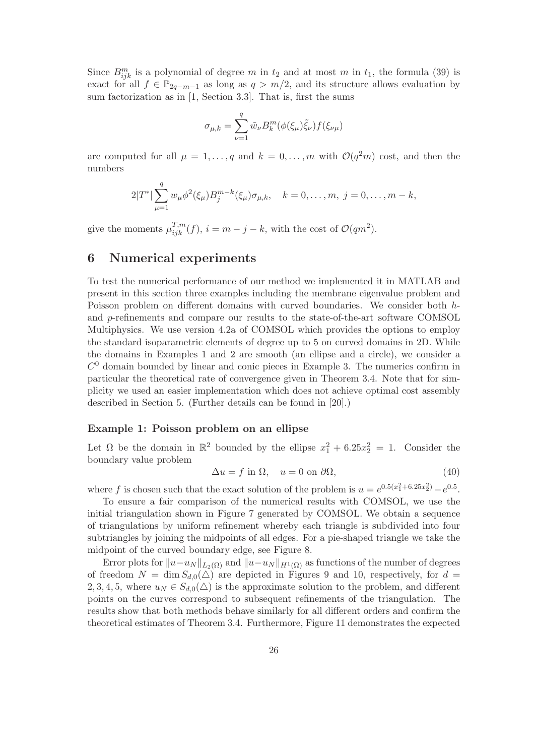Since $B^m_{ijk}$ is a polynomial of degree $m$ in $t_2$ and at most $m$ in $t_1$, the formula (39) is exact for all $f \in \mathbb{P}_{2q-m-1}$ as long as $q > m/2$, and its structure allows evaluation by sum factorization as in [1, Section 3.3]. That is, first the sums

$$\sigma_{\mu,k} = \sum_{\nu=1}^{q} \tilde{w}_\nu B^m_k(\phi(\xi_\mu)\tilde{\xi}_\nu) f(\xi_{\nu\mu})$$

are computed for all $\mu = 1, \ldots, q$ and $k = 0, \ldots, m$ with $\mathcal{O}(q^2 m)$ cost, and then the numbers

$$2|T^*| \sum_{\mu=1}^{q} w_\mu \phi^2(\xi_\mu) B^{m-k}_j(\xi_\mu)\sigma_{\mu,k}, \quad k = 0, \ldots, m, \; j = 0, \ldots, m-k,$$

give the moments $\mu^{T,m}_{ijk}(f)$, $i = m - j - k$, with the cost of $\mathcal{O}(qm^2)$.

## 6 Numerical experiments

To test the numerical performance of our method we implemented it in MATLAB and present in this section three examples including the membrane eigenvalue problem and Poisson problem on different domains with curved boundaries. We consider both $h$- and $p$-refinements and compare our results to the state-of-the-art software COMSOL Multiphysics. We use version 4.2a of COMSOL which provides the options to employ the standard isoparametric elements of degree up to 5 on curved domains in 2D. While the domains in Examples 1 and 2 are smooth (an ellipse and a circle), we consider a $C^0$ domain bounded by linear and conic pieces in Example 3. The numerics confirm in particular the theoretical rate of convergence given in Theorem 3.4. Note that for simplicity we used an easier implementation which does not achieve optimal cost assembly described in Section 5. (Further details can be found in [20].)

### Example 1: Poisson problem on an ellipse

Let $\Omega$ be the domain in $\mathbb{R}^2$ bounded by the ellipse $x_1^2 + 6.25x_2^2 = 1$. Consider the boundary value problem

$$\Delta u = f \text{ in } \Omega, \quad u = 0 \text{ on } \partial\Omega, \tag{40}$$

where $f$ is chosen such that the exact solution of the problem is $u = e^{0.5(x_1^2+6.25x_2^2)} - e^{0.5}$.

To ensure a fair comparison of the numerical results with COMSOL, we use the initial triangulation shown in Figure 7 generated by COMSOL. We obtain a sequence of triangulations by uniform refinement whereby each triangle is subdivided into four subtriangles by joining the midpoints of all edges. For a pie-shaped triangle we take the midpoint of the curved boundary edge, see Figure 8.

Error plots for $\|u-u_N\|_{L_2(\Omega)}$ and $\|u-u_N\|_{H^1(\Omega)}$ as functions of the number of degrees of freedom $N = \dim S_{d,0}(\triangle)$ are depicted in Figures 9 and 10, respectively, for $d = 2, 3, 4, 5$, where $u_N \in S_{d,0}(\triangle)$ is the approximate solution to the problem, and different points on the curves correspond to subsequent refinements of the triangulation. The results show that both methods behave similarly for all different orders and confirm the theoretical estimates of Theorem 3.4. Furthermore, Figure 11 demonstrates the expected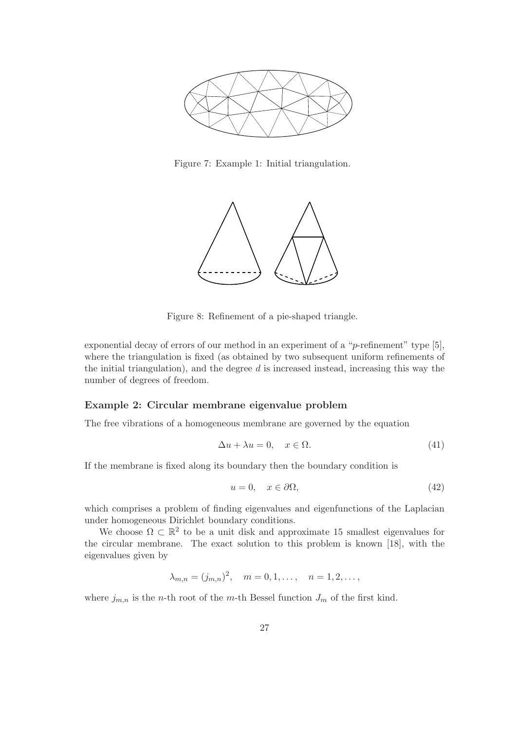Figure 7: Example 1: Initial triangulation.

Figure 8: Refinement of a pie-shaped triangle.

exponential decay of errors of our method in an experiment of a "$p$-refinement" type [5], where the triangulation is fixed (as obtained by two subsequent uniform refinements of the initial triangulation), and the degree $d$ is increased instead, increasing this way the number of degrees of freedom.

### Example 2: Circular membrane eigenvalue problem

The free vibrations of a homogeneous membrane are governed by the equation

$$\Delta u + \lambda u = 0, \quad x \in \Omega. \tag{41}$$

If the membrane is fixed along its boundary then the boundary condition is

$$u = 0, \quad x \in \partial\Omega, \tag{42}$$

which comprises a problem of finding eigenvalues and eigenfunctions of the Laplacian under homogeneous Dirichlet boundary conditions.

We choose $\Omega \subset \mathbb{R}^2$ to be a unit disk and approximate 15 smallest eigenvalues for the circular membrane. The exact solution to this problem is known [18], with the eigenvalues given by

$$\lambda_{m,n} = (j_{m,n})^2, \quad m = 0, 1, \ldots, \quad n = 1, 2, \ldots,$$

where $j_{m,n}$ is the $n$-th root of the $m$-th Bessel function $J_m$ of the first kind.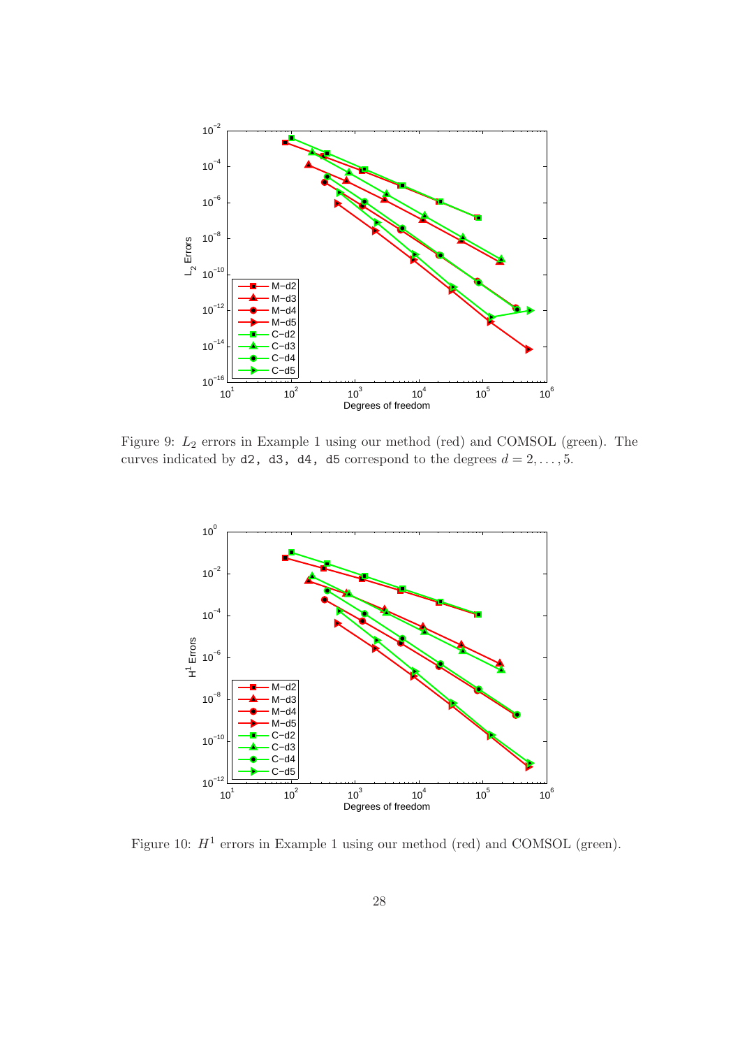Figure 9: $L_2$ errors in Example 1 using our method (red) and COMSOL (green). The curves indicated by d2, d3, d4, d5 correspond to the degrees $d = 2, \ldots, 5$.

Figure 10: $H^1$ errors in Example 1 using our method (red) and COMSOL (green).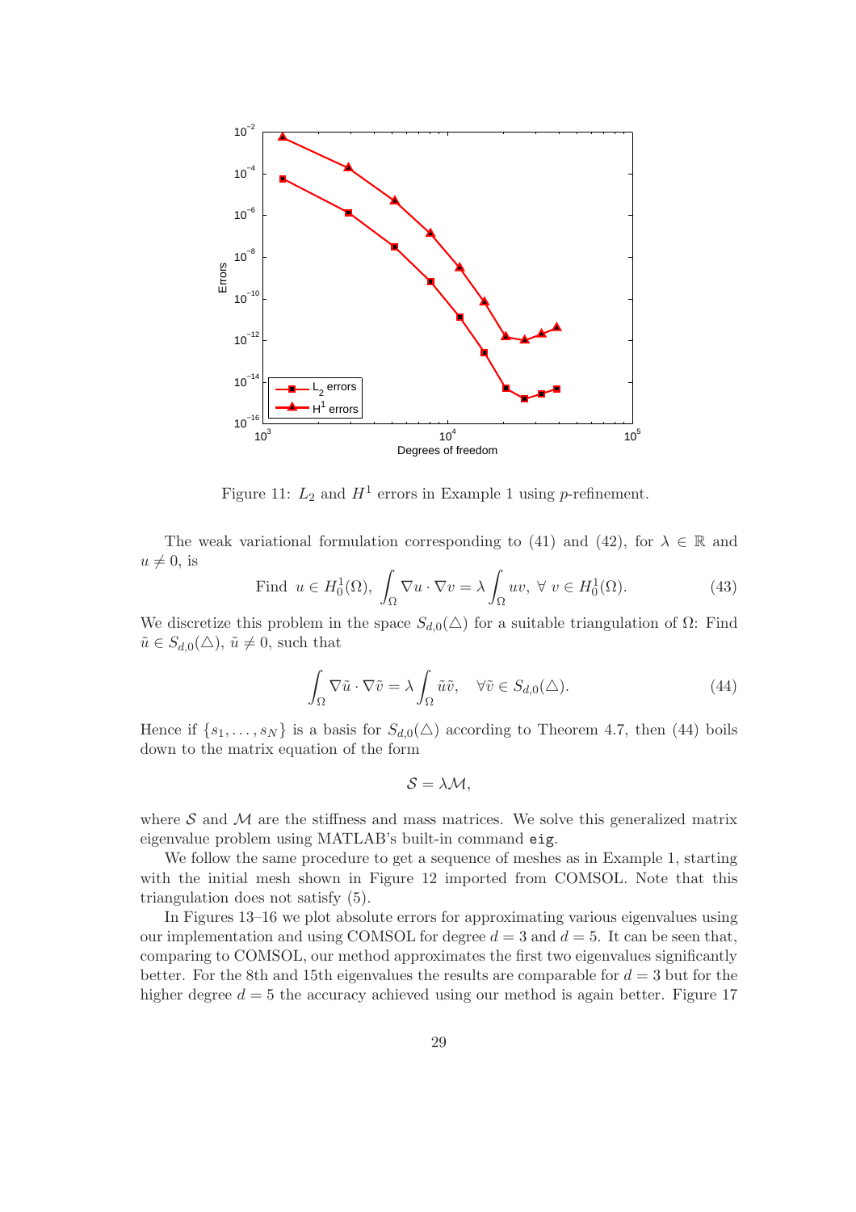Figure 11: $L_2$ and $H^1$ errors in Example 1 using $p$-refinement.

The weak variational formulation corresponding to (41) and (42), for $\lambda \in \mathbb{R}$ and $u \neq 0$, is

$$\text{Find } \ u \in H_0^1(\Omega), \ \int_\Omega \nabla u \cdot \nabla v = \lambda \int_\Omega uv, \ \forall \ v \in H_0^1(\Omega). \tag{43}$$

We discretize this problem in the space $S_{d,0}(\triangle)$ for a suitable triangulation of $\Omega$: Find $\tilde{u} \in S_{d,0}(\triangle)$, $\tilde{u} \neq 0$, such that

$$\int_\Omega \nabla \tilde{u} \cdot \nabla \tilde{v} = \lambda \int_\Omega \tilde{u}\tilde{v}, \quad \forall \tilde{v} \in S_{d,0}(\triangle). \tag{44}$$

Hence if $\{s_1, \ldots, s_N\}$ is a basis for $S_{d,0}(\triangle)$ according to Theorem 4.7, then (44) boils down to the matrix equation of the form

$$\mathcal{S} = \lambda \mathcal{M},$$

where $\mathcal{S}$ and $\mathcal{M}$ are the stiffness and mass matrices. We solve this generalized matrix eigenvalue problem using MATLAB's built-in command `eig`.

We follow the same procedure to get a sequence of meshes as in Example 1, starting with the initial mesh shown in Figure 12 imported from COMSOL. Note that this triangulation does not satisfy (5).

In Figures 13–16 we plot absolute errors for approximating various eigenvalues using our implementation and using COMSOL for degree $d = 3$ and $d = 5$. It can be seen that, comparing to COMSOL, our method approximates the first two eigenvalues significantly better. For the 8th and 15th eigenvalues the results are comparable for $d = 3$ but for the higher degree $d = 5$ the accuracy achieved using our method is again better. Figure 17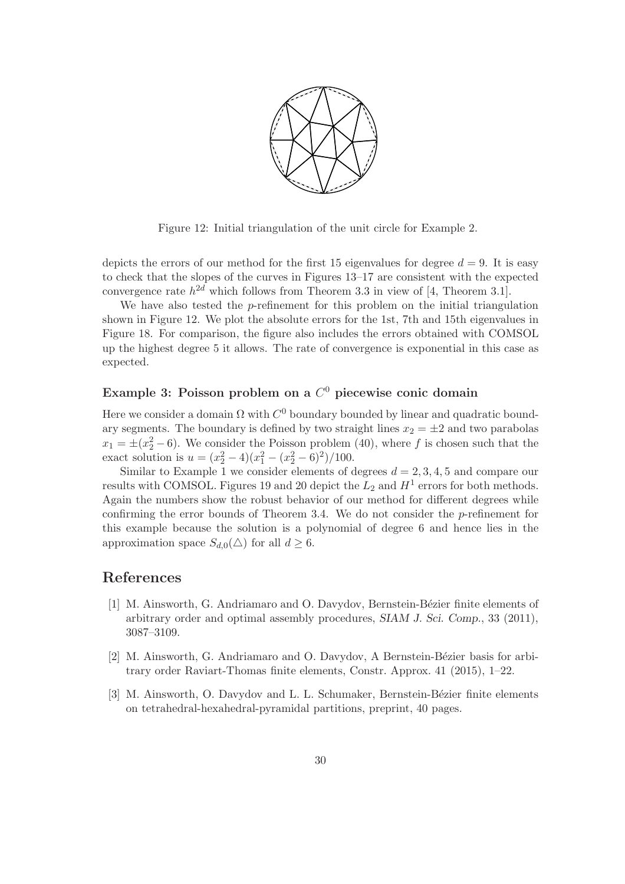Figure 12: Initial triangulation of the unit circle for Example 2.

depicts the errors of our method for the first 15 eigenvalues for degree $d = 9$. It is easy to check that the slopes of the curves in Figures 13–17 are consistent with the expected convergence rate $h^{2d}$ which follows from Theorem 3.3 in view of [4, Theorem 3.1].

We have also tested the $p$-refinement for this problem on the initial triangulation shown in Figure 12. We plot the absolute errors for the 1st, 7th and 15th eigenvalues in Figure 18. For comparison, the figure also includes the errors obtained with COMSOL up the highest degree 5 it allows. The rate of convergence is exponential in this case as expected.

### Example 3: Poisson problem on a $C^0$ piecewise conic domain

Here we consider a domain $\Omega$ with $C^0$ boundary bounded by linear and quadratic boundary segments. The boundary is defined by two straight lines $x_2 = \pm 2$ and two parabolas $x_1 = \pm(x_2^2 - 6)$. We consider the Poisson problem (40), where $f$ is chosen such that the exact solution is $u = (x_2^2 - 4)(x_1^2 - (x_2^2 - 6)^2)/100$.

Similar to Example 1 we consider elements of degrees $d = 2, 3, 4, 5$ and compare our results with COMSOL. Figures 19 and 20 depict the $L_2$ and $H^1$ errors for both methods. Again the numbers show the robust behavior of our method for different degrees while confirming the error bounds of Theorem 3.4. We do not consider the $p$-refinement for this example because the solution is a polynomial of degree 6 and hence lies in the approximation space $S_{d,0}(\triangle)$ for all $d \geq 6$.

## References

[1] M. Ainsworth, G. Andriamaro and O. Davydov, Bernstein-Bézier finite elements of arbitrary order and optimal assembly procedures, *SIAM J. Sci. Comp.*, 33 (2011), 3087–3109.

[2] M. Ainsworth, G. Andriamaro and O. Davydov, A Bernstein-Bézier basis for arbitrary order Raviart-Thomas finite elements, Constr. Approx. 41 (2015), 1–22.

[3] M. Ainsworth, O. Davydov and L. L. Schumaker, Bernstein-Bézier finite elements on tetrahedral-hexahedral-pyramidal partitions, preprint, 40 pages.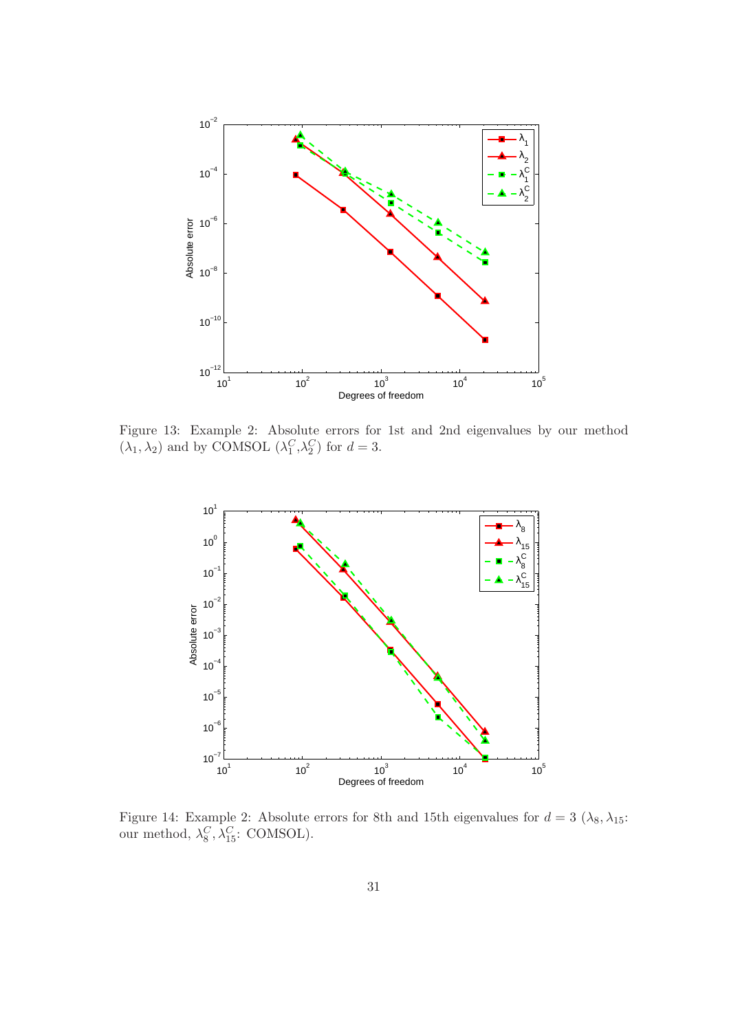Figure 13: Example 2: Absolute errors for 1st and 2nd eigenvalues by our method ($\lambda_1, \lambda_2$) and by COMSOL ($\lambda_1^C$,$\lambda_2^C$) for $d = 3$.

Figure 14: Example 2: Absolute errors for 8th and 15th eigenvalues for $d = 3$ ($\lambda_8, \lambda_{15}$: our method, $\lambda_8^C, \lambda_{15}^C$: COMSOL).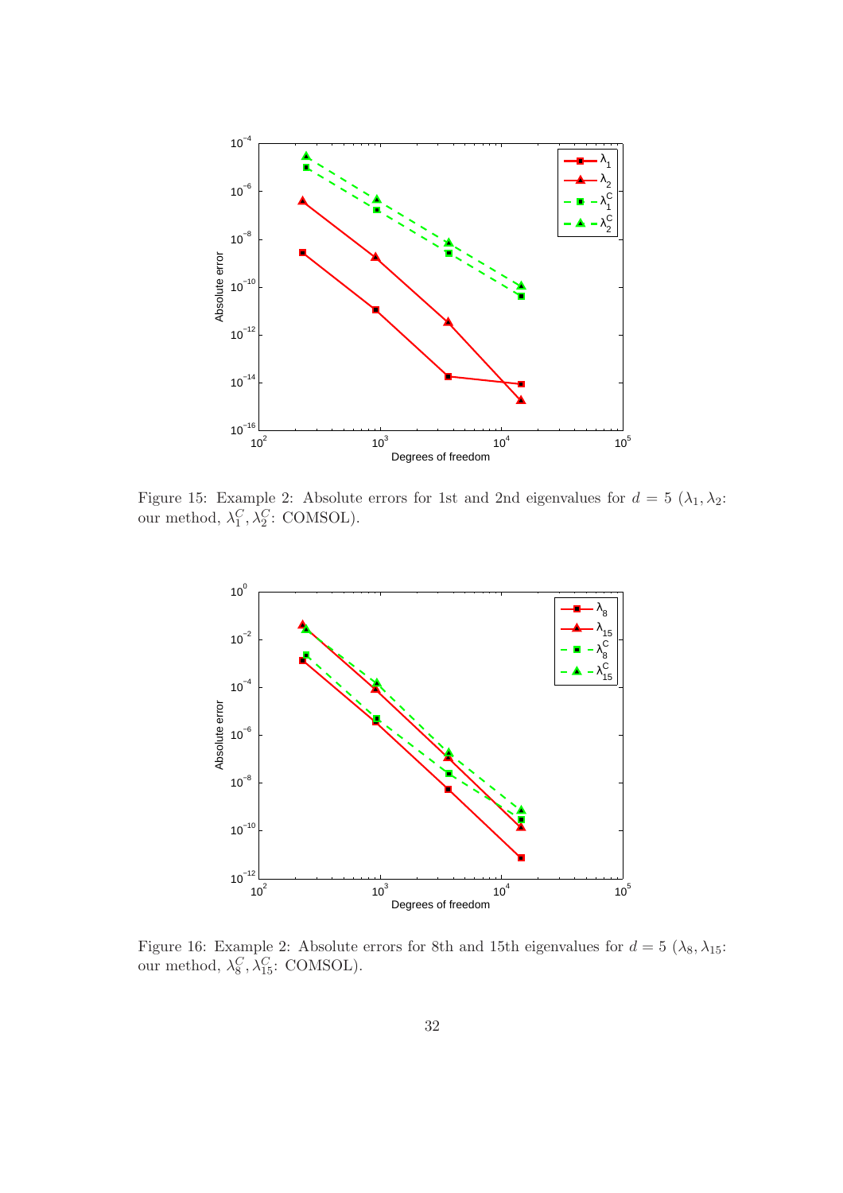Figure 15: Example 2: Absolute errors for 1st and 2nd eigenvalues for $d = 5$ ($\lambda_1, \lambda_2$: our method, $\lambda_1^C, \lambda_2^C$: COMSOL).

Figure 16: Example 2: Absolute errors for 8th and 15th eigenvalues for $d = 5$ ($\lambda_8, \lambda_{15}$: our method, $\lambda_8^C, \lambda_{15}^C$: COMSOL).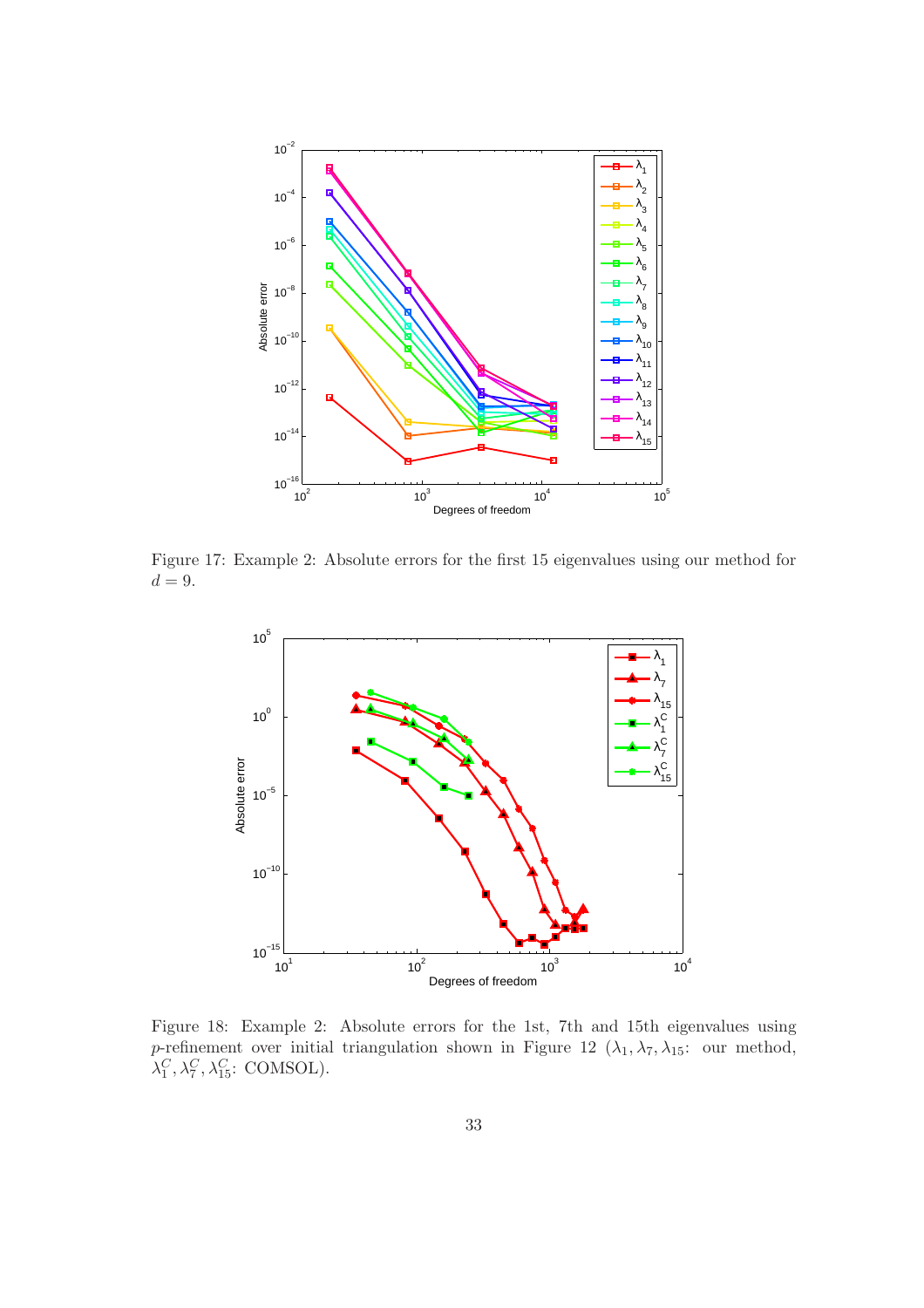Figure 17: Example 2: Absolute errors for the first 15 eigenvalues using our method for $d = 9$.

Figure 18: Example 2: Absolute errors for the 1st, 7th and 15th eigenvalues using $p$-refinement over initial triangulation shown in Figure 12 ($\lambda_1, \lambda_7, \lambda_{15}$: our method, $\lambda_1^C, \lambda_7^C, \lambda_{15}^C$: COMSOL).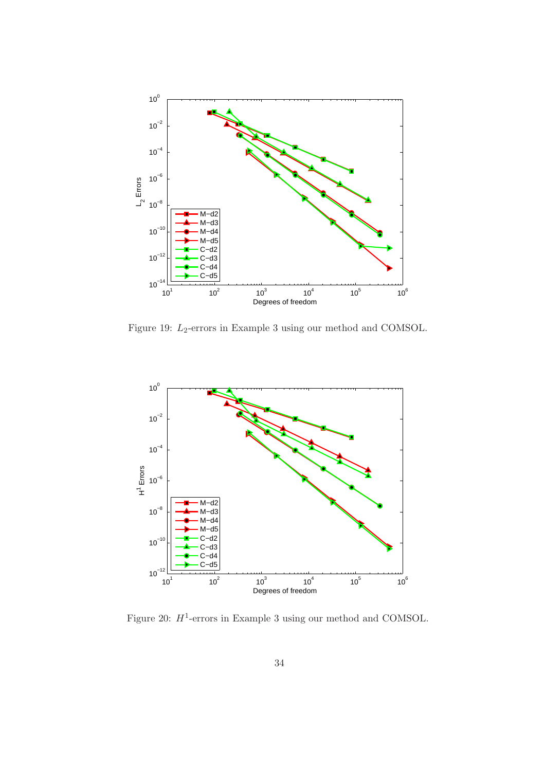Figure 19: $L_2$-errors in Example 3 using our method and COMSOL.

Figure 20: $H^1$-errors in Example 3 using our method and COMSOL.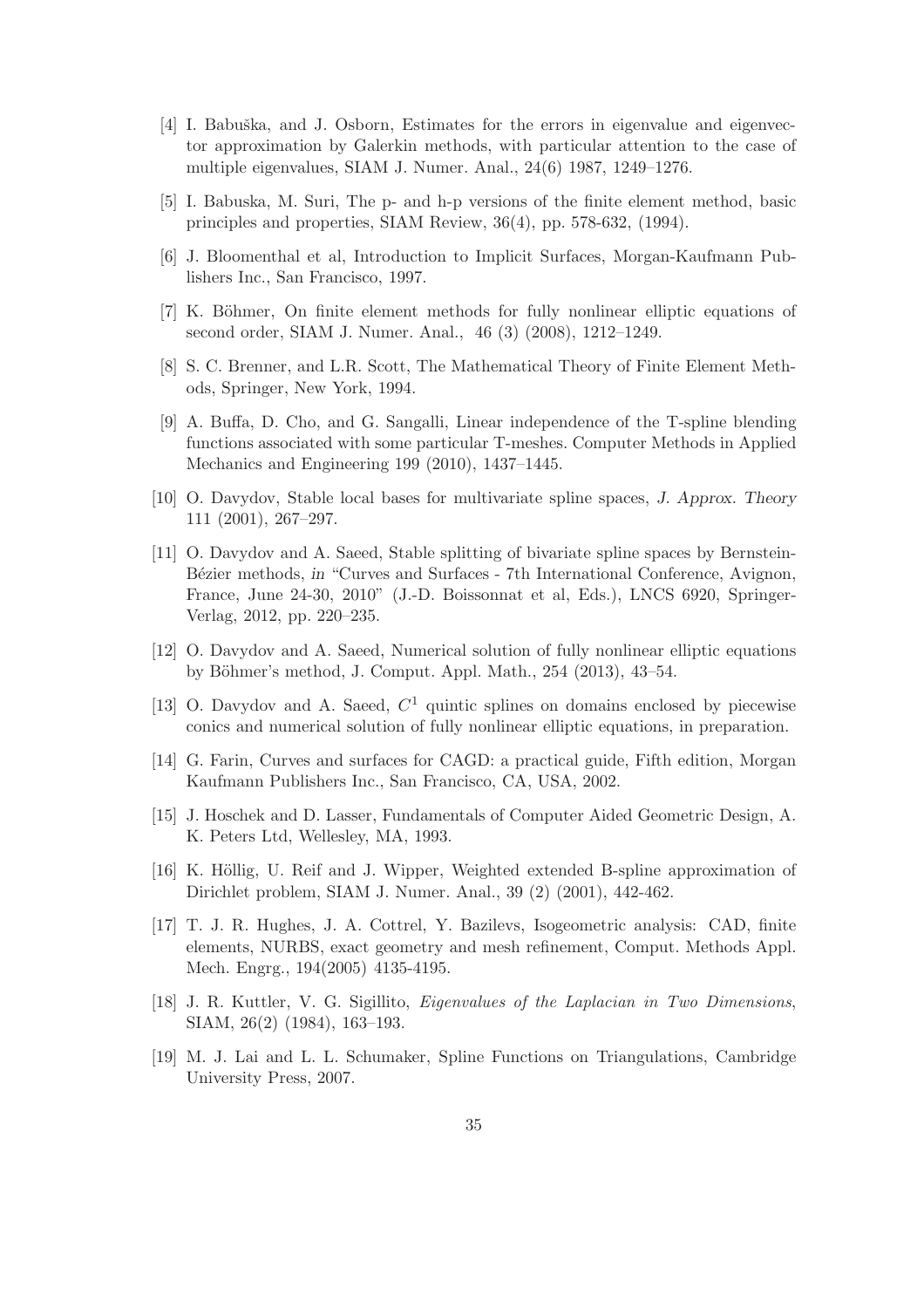[4] I. Babuška, and J. Osborn, Estimates for the errors in eigenvalue and eigenvector approximation by Galerkin methods, with particular attention to the case of multiple eigenvalues, SIAM J. Numer. Anal., 24(6) 1987, 1249–1276.

[5] I. Babuska, M. Suri, The p- and h-p versions of the finite element method, basic principles and properties, SIAM Review, 36(4), pp. 578-632, (1994).

[6] J. Bloomenthal et al, Introduction to Implicit Surfaces, Morgan-Kaufmann Publishers Inc., San Francisco, 1997.

[7] K. Böhmer, On finite element methods for fully nonlinear elliptic equations of second order, SIAM J. Numer. Anal., 46 (3) (2008), 1212–1249.

[8] S. C. Brenner, and L.R. Scott, The Mathematical Theory of Finite Element Methods, Springer, New York, 1994.

[9] A. Buffa, D. Cho, and G. Sangalli, Linear independence of the T-spline blending functions associated with some particular T-meshes. Computer Methods in Applied Mechanics and Engineering 199 (2010), 1437–1445.

[10] O. Davydov, Stable local bases for multivariate spline spaces, *J. Approx. Theory* 111 (2001), 267–297.

[11] O. Davydov and A. Saeed, Stable splitting of bivariate spline spaces by Bernstein-Bézier methods, *in* "Curves and Surfaces - 7th International Conference, Avignon, France, June 24-30, 2010" (J.-D. Boissonnat et al, Eds.), LNCS 6920, Springer-Verlag, 2012, pp. 220–235.

[12] O. Davydov and A. Saeed, Numerical solution of fully nonlinear elliptic equations by Böhmer's method, J. Comput. Appl. Math., 254 (2013), 43–54.

[13] O. Davydov and A. Saeed, $C^1$ quintic splines on domains enclosed by piecewise conics and numerical solution of fully nonlinear elliptic equations, in preparation.

[14] G. Farin, Curves and surfaces for CAGD: a practical guide, Fifth edition, Morgan Kaufmann Publishers Inc., San Francisco, CA, USA, 2002.

[15] J. Hoschek and D. Lasser, Fundamentals of Computer Aided Geometric Design, A. K. Peters Ltd, Wellesley, MA, 1993.

[16] K. Höllig, U. Reif and J. Wipper, Weighted extended B-spline approximation of Dirichlet problem, SIAM J. Numer. Anal., 39 (2) (2001), 442-462.

[17] T. J. R. Hughes, J. A. Cottrel, Y. Bazilevs, Isogeometric analysis: CAD, finite elements, NURBS, exact geometry and mesh refinement, Comput. Methods Appl. Mech. Engrg., 194(2005) 4135-4195.

[18] J. R. Kuttler, V. G. Sigillito, *Eigenvalues of the Laplacian in Two Dimensions*, SIAM, 26(2) (1984), 163–193.

[19] M. J. Lai and L. L. Schumaker, Spline Functions on Triangulations, Cambridge University Press, 2007.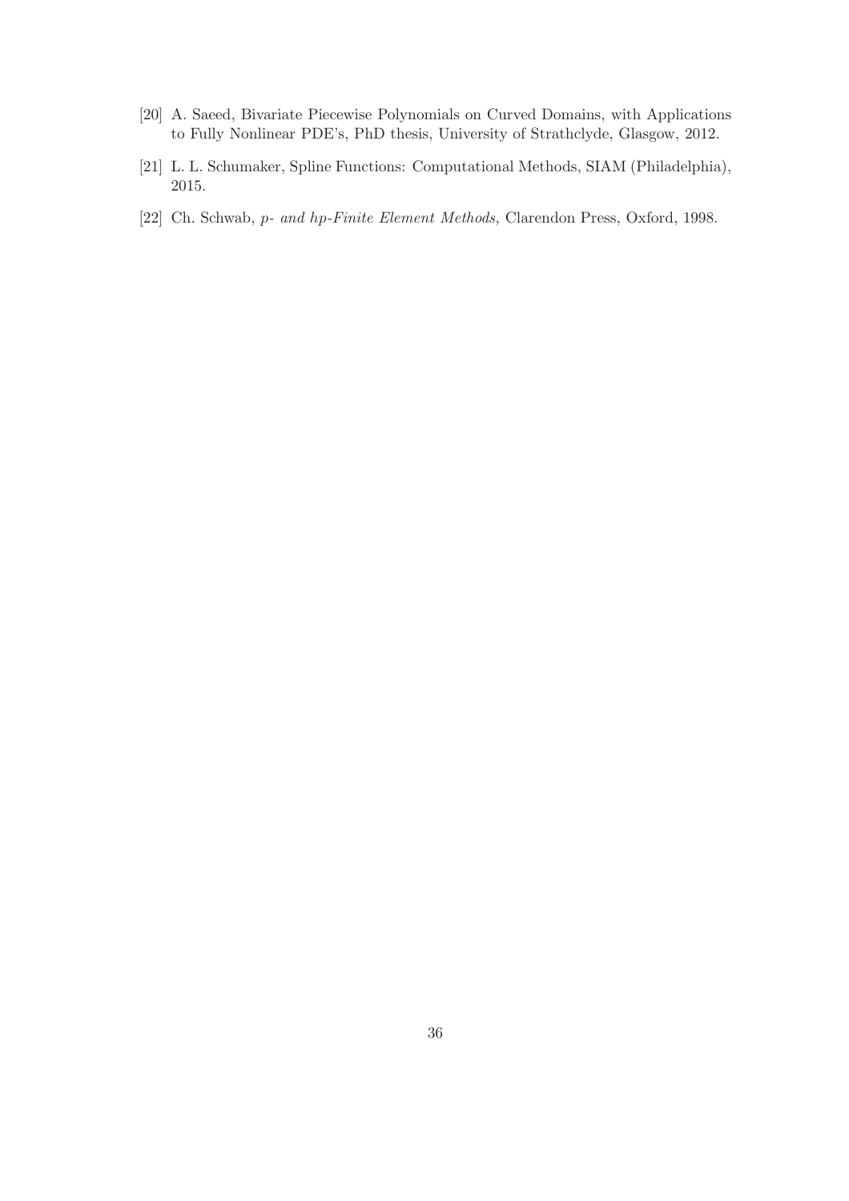[20] A. Saeed, Bivariate Piecewise Polynomials on Curved Domains, with Applications to Fully Nonlinear PDE's, PhD thesis, University of Strathclyde, Glasgow, 2012.

[21] L. L. Schumaker, Spline Functions: Computational Methods, SIAM (Philadelphia), 2015.

[22] Ch. Schwab, *p- and hp-Finite Element Methods*, Clarendon Press, Oxford, 1998.